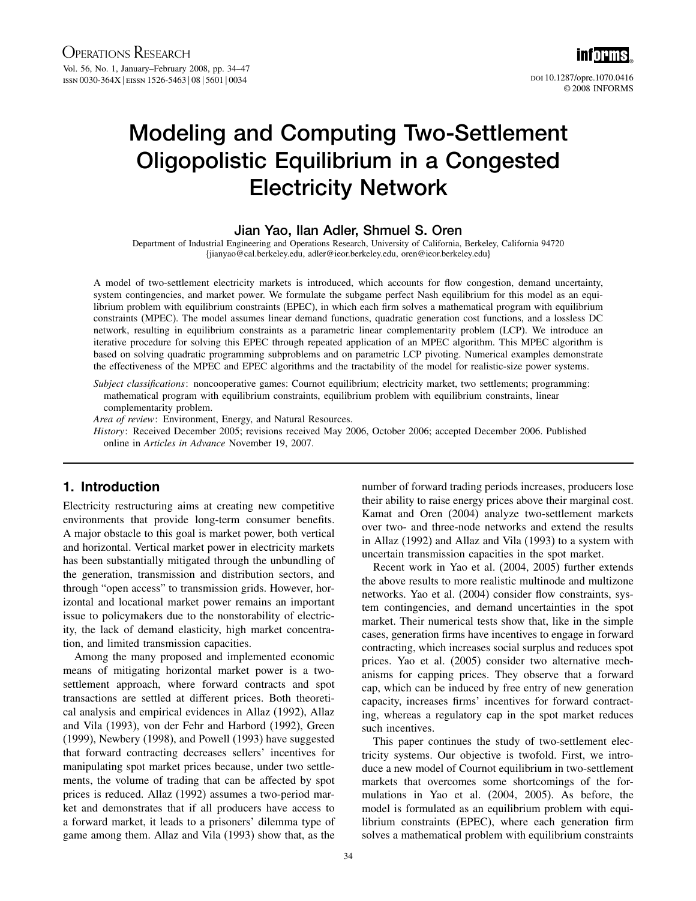# Modeling and Computing Two-Settlement Oligopolistic Equilibrium in a Congested Electricity Network

**Jian Yao, Ilan Adler, Shmuel S. Oren**

Department of Industrial Engineering and Operations Research, University of California, Berkeley, California 94720
{jianyao@cal.berkeley.edu, adler@ieor.berkeley.edu, oren@ieor.berkeley.edu}

A model of two-settlement electricity markets is introduced, which accounts for flow congestion, demand uncertainty, system contingencies, and market power. We formulate the subgame perfect Nash equilibrium for this model as an equilibrium problem with equilibrium constraints (EPEC), in which each firm solves a mathematical program with equilibrium constraints (MPEC). The model assumes linear demand functions, quadratic generation cost functions, and a lossless DC network, resulting in equilibrium constraints as a parametric linear complementarity problem (LCP). We introduce an iterative procedure for solving this EPEC through repeated application of an MPEC algorithm. This MPEC algorithm is based on solving quadratic programming subproblems and on parametric LCP pivoting. Numerical examples demonstrate the effectiveness of the MPEC and EPEC algorithms and the tractability of the model for realistic-size power systems.

*Subject classifications*: noncooperative games: Cournot equilibrium; electricity market, two settlements; programming: mathematical program with equilibrium constraints, equilibrium problem with equilibrium constraints, linear complementarity problem.

*Area of review*: Environment, Energy, and Natural Resources.

*History*: Received December 2005; revisions received May 2006, October 2006; accepted December 2006. Published online in *Articles in Advance* November 19, 2007.

## 1. Introduction

Electricity restructuring aims at creating new competitive environments that provide long-term consumer benefits. A major obstacle to this goal is market power, both vertical and horizontal. Vertical market power in electricity markets has been substantially mitigated through the unbundling of the generation, transmission and distribution sectors, and through "open access" to transmission grids. However, horizontal and locational market power remains an important issue to policymakers due to the nonstorability of electricity, the lack of demand elasticity, high market concentration, and limited transmission capacities.

Among the many proposed and implemented economic means of mitigating horizontal market power is a two-settlement approach, where forward contracts and spot transactions are settled at different prices. Both theoretical analysis and empirical evidences in Allaz (1992), Allaz and Vila (1993), von der Fehr and Harbord (1992), Green (1999), Newbery (1998), and Powell (1993) have suggested that forward contracting decreases sellers' incentives for manipulating spot market prices because, under two settlements, the volume of trading that can be affected by spot prices is reduced. Allaz (1992) assumes a two-period market and demonstrates that if all producers have access to a forward market, it leads to a prisoners' dilemma type of game among them. Allaz and Vila (1993) show that, as the number of forward trading periods increases, producers lose their ability to raise energy prices above their marginal cost. Kamat and Oren (2004) analyze two-settlement markets over two- and three-node networks and extend the results in Allaz (1992) and Allaz and Vila (1993) to a system with uncertain transmission capacities in the spot market.

Recent work in Yao et al. (2004, 2005) further extends the above results to more realistic multinode and multizone networks. Yao et al. (2004) consider flow constraints, system contingencies, and demand uncertainties in the spot market. Their numerical tests show that, like in the simple cases, generation firms have incentives to engage in forward contracting, which increases social surplus and reduces spot prices. Yao et al. (2005) consider two alternative mechanisms for capping prices. They observe that a forward cap, which can be induced by free entry of new generation capacity, increases firms' incentives for forward contracting, whereas a regulatory cap in the spot market reduces such incentives.

This paper continues the study of two-settlement electricity systems. Our objective is twofold. First, we introduce a new model of Cournot equilibrium in two-settlement markets that overcomes some shortcomings of the formulations in Yao et al. (2004, 2005). As before, the model is formulated as an equilibrium problem with equilibrium constraints (EPEC), where each generation firm solves a mathematical problem with equilibrium constraints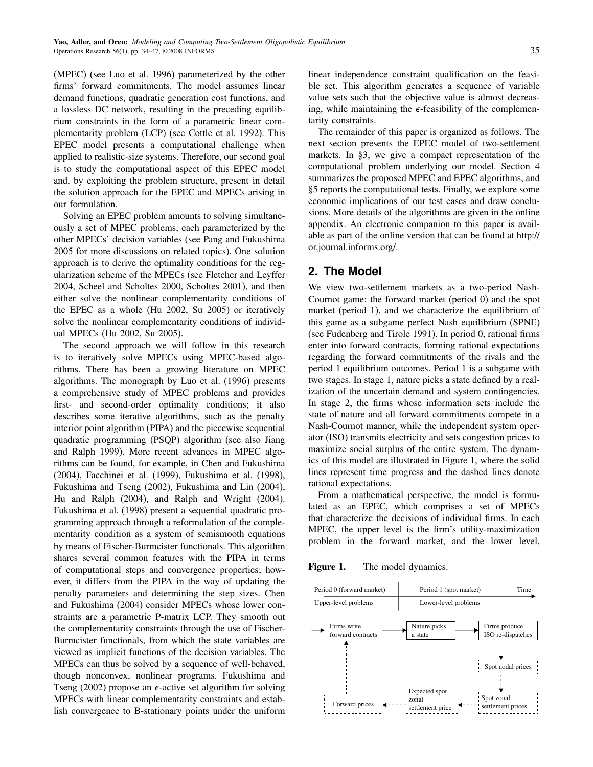(MPEC) (see Luo et al. 1996) parameterized by the other firms' forward commitments. The model assumes linear demand functions, quadratic generation cost functions, and a lossless DC network, resulting in the preceding equilibrium constraints in the form of a parametric linear complementarity problem (LCP) (see Cottle et al. 1992). This EPEC model presents a computational challenge when applied to realistic-size systems. Therefore, our second goal is to study the computational aspect of this EPEC model and, by exploiting the problem structure, present in detail the solution approach for the EPEC and MPECs arising in our formulation.

Solving an EPEC problem amounts to solving simultaneously a set of MPEC problems, each parameterized by the other MPECs' decision variables (see Pang and Fukushima 2005 for more discussions on related topics). One solution approach is to derive the optimality conditions for the regularization scheme of the MPECs (see Fletcher and Leyffer 2004, Scheel and Scholtes 2000, Scholtes 2001), and then either solve the nonlinear complementarity conditions of the EPEC as a whole (Hu 2002, Su 2005) or iteratively solve the nonlinear complementarity conditions of individual MPECs (Hu 2002, Su 2005).

The second approach we will follow in this research is to iteratively solve MPECs using MPEC-based algorithms. There has been a growing literature on MPEC algorithms. The monograph by Luo et al. (1996) presents a comprehensive study of MPEC problems and provides first- and second-order optimality conditions; it also describes some iterative algorithms, such as the penalty interior point algorithm (PIPA) and the piecewise sequential quadratic programming (PSQP) algorithm (see also Jiang and Ralph 1999). More recent advances in MPEC algorithms can be found, for example, in Chen and Fukushima (2004), Facchinei et al. (1999), Fukushima et al. (1998), Fukushima and Tseng (2002), Fukushima and Lin (2004), Hu and Ralph (2004), and Ralph and Wright (2004). Fukushima et al. (1998) present a sequential quadratic programming approach through a reformulation of the complementarity condition as a system of semismooth equations by means of Fischer-Burmcister functionals. This algorithm shares several common features with the PIPA in terms of computational steps and convergence properties; however, it differs from the PIPA in the way of updating the penalty parameters and determining the step sizes. Chen and Fukushima (2004) consider MPECs whose lower constraints are a parametric P-matrix LCP. They smooth out the complementarity constraints through the use of Fischer-Burmcister functionals, from which the state variables are viewed as implicit functions of the decision variables. The MPECs can thus be solved by a sequence of well-behaved, though nonconvex, nonlinear programs. Fukushima and Tseng (2002) propose an $\epsilon$-active set algorithm for solving MPECs with linear complementarity constraints and establish convergence to B-stationary points under the uniform linear independence constraint qualification on the feasible set. This algorithm generates a sequence of variable value sets such that the objective value is almost decreasing, while maintaining the $\epsilon$-feasibility of the complementarity constraints.

The remainder of this paper is organized as follows. The next section presents the EPEC model of two-settlement markets. In §3, we give a compact representation of the computational problem underlying our model. Section 4 summarizes the proposed MPEC and EPEC algorithms, and §5 reports the computational tests. Finally, we explore some economic implications of our test cases and draw conclusions. More details of the algorithms are given in the online appendix. An electronic companion to this paper is available as part of the online version that can be found at http://or.journal.informs.org/.

## 2. The Model

We view two-settlement markets as a two-period Nash-Cournot game: the forward market (period 0) and the spot market (period 1), and we characterize the equilibrium of this game as a subgame perfect Nash equilibrium (SPNE) (see Fudenberg and Tirole 1991). In period 0, rational firms enter into forward contracts, forming rational expectations regarding the forward commitments of the rivals and the period 1 equilibrium outcomes. Period 1 is a subgame with two stages. In stage 1, nature picks a state defined by a realization of the uncertain demand and system contingencies. In stage 2, the firms whose information sets include the state of nature and all forward commitments compete in a Nash-Cournot manner, while the independent system operator (ISO) transmits electricity and sets congestion prices to maximize social surplus of the entire system. The dynamics of this model are illustrated in Figure 1, where the solid lines represent time progress and the dashed lines denote rational expectations.

From a mathematical perspective, the model is formulated as an EPEC, which comprises a set of MPECs that characterize the decisions of individual firms. In each MPEC, the upper level is the firm's utility-maximization problem in the forward market, and the lower level,

**Figure 1.** The model dynamics.

Period 0 (forward market) | Period 1 (spot market) | Time

Upper-level problems | Lower-level problems

Firms write forward contracts → Nature picks a state → Firms produce ISO re-dispatches → Spot nodal prices → Spot zonal settlement prices → Expected spot zonal settlement price → Forward prices → Firms write forward contracts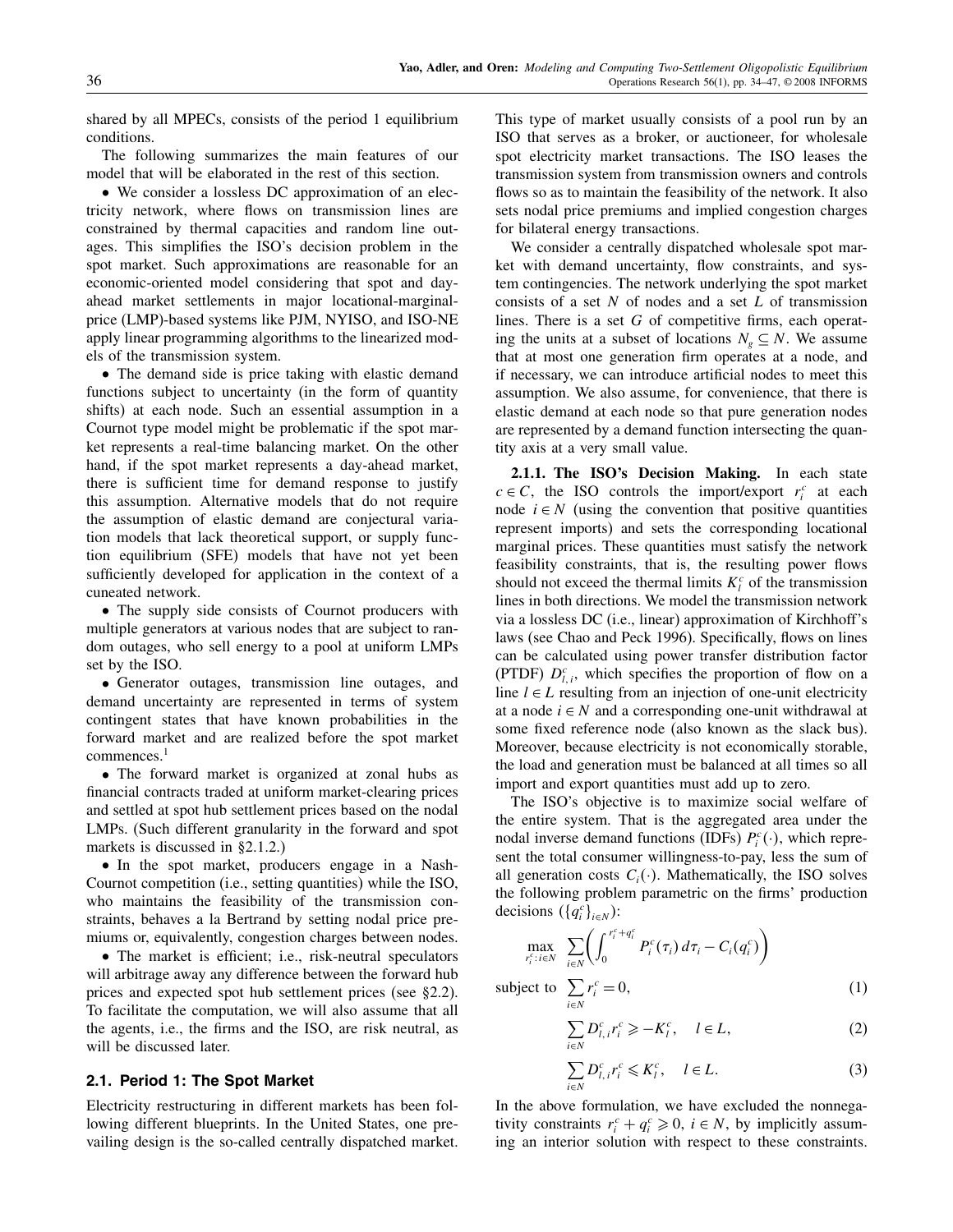shared by all MPECs, consists of the period 1 equilibrium conditions.

The following summarizes the main features of our model that will be elaborated in the rest of this section.

- We consider a lossless DC approximation of an electricity network, where flows on transmission lines are constrained by thermal capacities and random line outages. This simplifies the ISO's decision problem in the spot market. Such approximations are reasonable for an economic-oriented model considering that spot and day-ahead market settlements in major locational-marginal-price (LMP)-based systems like PJM, NYISO, and ISO-NE apply linear programming algorithms to the linearized models of the transmission system.
- The demand side is price taking with elastic demand functions subject to uncertainty (in the form of quantity shifts) at each node. Such an essential assumption in a Cournot type model might be problematic if the spot market represents a real-time balancing market. On the other hand, if the spot market represents a day-ahead market, there is sufficient time for demand response to justify this assumption. Alternative models that do not require the assumption of elastic demand are conjectural variation models that lack theoretical support, or supply function equilibrium (SFE) models that have not yet been sufficiently developed for application in the context of a cuneated network.
- The supply side consists of Cournot producers with multiple generators at various nodes that are subject to random outages, who sell energy to a pool at uniform LMPs set by the ISO.
- Generator outages, transmission line outages, and demand uncertainty are represented in terms of system contingent states that have known probabilities in the forward market and are realized before the spot market commences.[1]
- The forward market is organized at zonal hubs as financial contracts traded at uniform market-clearing prices and settled at spot hub settlement prices based on the nodal LMPs. (Such different granularity in the forward and spot markets is discussed in §2.1.2.)
- In the spot market, producers engage in a Nash-Cournot competition (i.e., setting quantities) while the ISO, who maintains the feasibility of the transmission constraints, behaves a la Bertrand by setting nodal price premiums or, equivalently, congestion charges between nodes.
- The market is efficient; i.e., risk-neutral speculators will arbitrage away any difference between the forward hub prices and expected spot hub settlement prices (see §2.2). To facilitate the computation, we will also assume that all the agents, i.e., the firms and the ISO, are risk neutral, as will be discussed later.

## 2.1. Period 1: The Spot Market

Electricity restructuring in different markets has been following different blueprints. In the United States, one prevailing design is the so-called centrally dispatched market. This type of market usually consists of a pool run by an ISO that serves as a broker, or auctioneer, for wholesale spot electricity market transactions. The ISO leases the transmission system from transmission owners and controls flows so as to maintain the feasibility of the network. It also sets nodal price premiums and implied congestion charges for bilateral energy transactions.

We consider a centrally dispatched wholesale spot market with demand uncertainty, flow constraints, and system contingencies. The network underlying the spot market consists of a set $N$ of nodes and a set $L$ of transmission lines. There is a set $G$ of competitive firms, each operating the units at a subset of locations $N_g \subseteq N$. We assume that at most one generation firm operates at a node, and if necessary, we can introduce artificial nodes to meet this assumption. We also assume, for convenience, that there is elastic demand at each node so that pure generation nodes are represented by a demand function intersecting the quantity axis at a very small value.

**2.1.1. The ISO's Decision Making.** In each state $c \in C$, the ISO controls the import/export $r_i^c$ at each node $i \in N$ (using the convention that positive quantities represent imports) and sets the corresponding locational marginal prices. These quantities must satisfy the network feasibility constraints, that is, the resulting power flows should not exceed the thermal limits $K_l^c$ of the transmission lines in both directions. We model the transmission network via a lossless DC (i.e., linear) approximation of Kirchhoff's laws (see Chao and Peck 1996). Specifically, flows on lines can be calculated using power transfer distribution factor (PTDF) $D_{l,i}^c$, which specifies the proportion of flow on a line $l \in L$ resulting from an injection of one-unit electricity at a node $i \in N$ and a corresponding one-unit withdrawal at some fixed reference node (also known as the slack bus). Moreover, because electricity is not economically storable, the load and generation must be balanced at all times so all import and export quantities must add up to zero.

The ISO's objective is to maximize social welfare of the entire system. That is the aggregated area under the nodal inverse demand functions (IDFs) $P_i^c(\cdot)$, which represent the total consumer willingness-to-pay, less the sum of all generation costs $C_i(\cdot)$. Mathematically, the ISO solves the following problem parametric on the firms' production decisions ($\{q_i^c\}_{i\in N}$):

$$\max_{r_i^c : i \in N} \quad \sum_{i \in N} \left( \int_0^{r_i^c + q_i^c} P_i^c(\tau_i)\, d\tau_i - C_i(q_i^c) \right)$$

$$\text{subject to} \quad \sum_{i \in N} r_i^c = 0, \tag{1}$$

$$\sum_{i \in N} D_{l,i}^c r_i^c \geqslant -K_l^c, \quad l \in L, \tag{2}$$

$$\sum_{i \in N} D_{l,i}^c r_i^c \leqslant K_l^c, \quad l \in L. \tag{3}$$

In the above formulation, we have excluded the nonnegativity constraints $r_i^c + q_i^c \geqslant 0$, $i \in N$, by implicitly assuming an interior solution with respect to these constraints.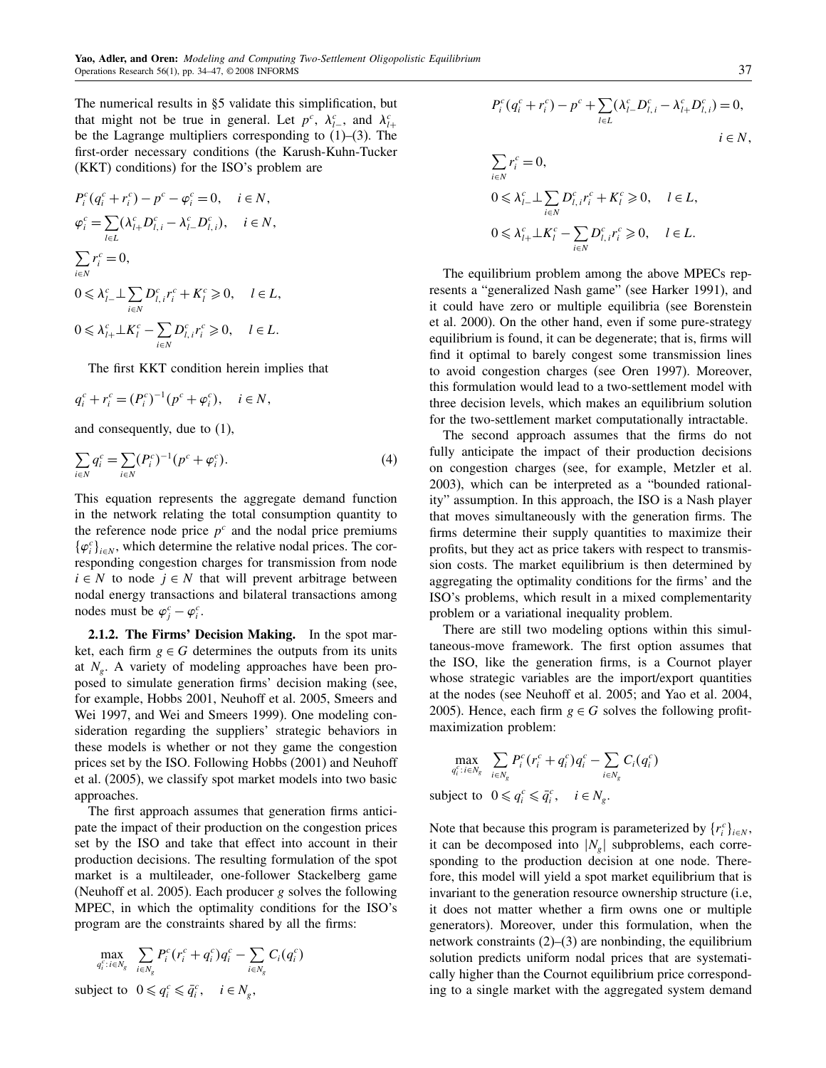The numerical results in §5 validate this simplification, but that might not be true in general. Let $p^c$, $\lambda_{l-}^c$, and $\lambda_{l+}^c$ be the Lagrange multipliers corresponding to (1)–(3). The first-order necessary conditions (the Karush-Kuhn-Tucker (KKT) conditions) for the ISO's problem are

$$P_i^c(q_i^c + r_i^c) - p^c - \varphi_i^c = 0, \quad i \in N,$$

$$\varphi_i^c = \sum_{l\in L}(\lambda_{l+}^c D_{l,i}^c - \lambda_{l-}^c D_{l,i}^c), \quad i \in N,$$

$$\sum_{i\in N} r_i^c = 0,$$

$$0 \leqslant \lambda_{l-}^c \perp \sum_{i\in N} D_{l,i}^c r_i^c + K_l^c \geqslant 0, \quad l \in L,$$

$$0 \leqslant \lambda_{l+}^c \perp K_l^c - \sum_{i\in N} D_{l,i}^c r_i^c \geqslant 0, \quad l \in L.$$

The first KKT condition herein implies that

$$q_i^c + r_i^c = (P_i^c)^{-1}(p^c + \varphi_i^c), \quad i \in N,$$

and consequently, due to (1),

$$\sum_{i\in N} q_i^c = \sum_{i\in N} (P_i^c)^{-1}(p^c + \varphi_i^c). \tag{4}$$

This equation represents the aggregate demand function in the network relating the total consumption quantity to the reference node price $p^c$ and the nodal price premiums $\{\varphi_i^c\}_{i\in N}$, which determine the relative nodal prices. The corresponding congestion charges for transmission from node $i \in N$ to node $j \in N$ that will prevent arbitrage between nodal energy transactions and bilateral transactions among nodes must be $\varphi_j^c - \varphi_i^c$.

**2.1.2. The Firms' Decision Making.** In the spot market, each firm $g \in G$ determines the outputs from its units at $N_g$. A variety of modeling approaches have been proposed to simulate generation firms' decision making (see, for example, Hobbs 2001, Neuhoff et al. 2005, Smeers and Wei 1997, and Wei and Smeers 1999). One modeling consideration regarding the suppliers' strategic behaviors in these models is whether or not they game the congestion prices set by the ISO. Following Hobbs (2001) and Neuhoff et al. (2005), we classify spot market models into two basic approaches.

The first approach assumes that generation firms anticipate the impact of their production on the congestion prices set by the ISO and take that effect into account in their production decisions. The resulting formulation of the spot market is a multileader, one-follower Stackelberg game (Neuhoff et al. 2005). Each producer $g$ solves the following MPEC, in which the optimality conditions for the ISO's program are the constraints shared by all the firms:

$$\max_{q_i^c: i\in N_g} \sum_{i\in N_g} P_i^c(r_i^c + q_i^c)q_i^c - \sum_{i\in N_g} C_i(q_i^c)$$

subject to $0 \leqslant q_i^c \leqslant \bar{q}_i^c, \quad i \in N_g,$

$$P_i^c(q_i^c + r_i^c) - p^c + \sum_{l\in L}(\lambda_{l-}^c D_{l,i}^c - \lambda_{l+}^c D_{l,i}^c) = 0, \quad i \in N,$$

$$\sum_{i\in N} r_i^c = 0,$$

$$0 \leqslant \lambda_{l-}^c \perp \sum_{i\in N} D_{l,i}^c r_i^c + K_l^c \geqslant 0, \quad l \in L,$$

$$0 \leqslant \lambda_{l+}^c \perp K_l^c - \sum_{i\in N} D_{l,i}^c r_i^c \geqslant 0, \quad l \in L.$$

The equilibrium problem among the above MPECs represents a "generalized Nash game" (see Harker 1991), and it could have zero or multiple equilibria (see Borenstein et al. 2000). On the other hand, even if some pure-strategy equilibrium is found, it can be degenerate; that is, firms will find it optimal to barely congest some transmission lines to avoid congestion charges (see Oren 1997). Moreover, this formulation would lead to a two-settlement model with three decision levels, which makes an equilibrium solution for the two-settlement market computationally intractable.

The second approach assumes that the firms do not fully anticipate the impact of their production decisions on congestion charges (see, for example, Metzler et al. 2003), which can be interpreted as a "bounded rationality" assumption. In this approach, the ISO is a Nash player that moves simultaneously with the generation firms. The firms determine their supply quantities to maximize their profits, but they act as price takers with respect to transmission costs. The market equilibrium is then determined by aggregating the optimality conditions for the firms' and the ISO's problems, which result in a mixed complementarity problem or a variational inequality problem.

There are still two modeling options within this simultaneous-move framework. The first option assumes that the ISO, like the generation firms, is a Cournot player whose strategic variables are the import/export quantities at the nodes (see Neuhoff et al. 2005; and Yao et al. 2004, 2005). Hence, each firm $g \in G$ solves the following profit-maximization problem:

$$\max_{q_i^c: i\in N_g} \sum_{i\in N_g} P_i^c(r_i^c + q_i^c)q_i^c - \sum_{i\in N_g} C_i(q_i^c)$$

subject to $0 \leqslant q_i^c \leqslant \bar{q}_i^c, \quad i \in N_g.$

Note that because this program is parameterized by $\{r_i^c\}_{i\in N}$, it can be decomposed into $|N_g|$ subproblems, each corresponding to the production decision at one node. Therefore, this model will yield a spot market equilibrium that is invariant to the generation resource ownership structure (i.e, it does not matter whether a firm owns one or multiple generators). Moreover, under this formulation, when the network constraints (2)–(3) are nonbinding, the equilibrium solution predicts uniform nodal prices that are systematically higher than the Cournot equilibrium price corresponding to a single market with the aggregated system demand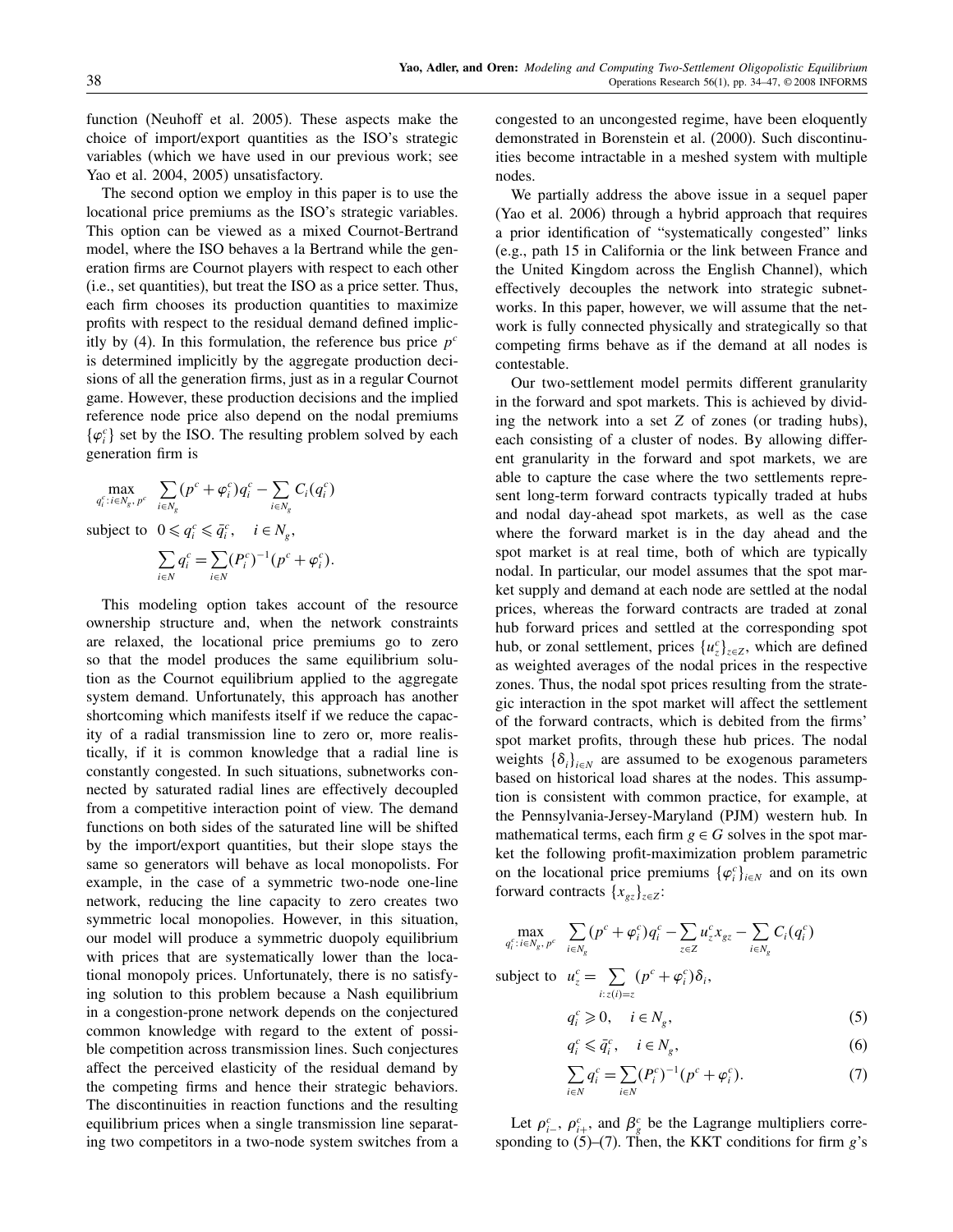function (Neuhoff et al. 2005). These aspects make the choice of import/export quantities as the ISO's strategic variables (which we have used in our previous work; see Yao et al. 2004, 2005) unsatisfactory.

The second option we employ in this paper is to use the locational price premiums as the ISO's strategic variables. This option can be viewed as a mixed Cournot-Bertrand model, where the ISO behaves a la Bertrand while the generation firms are Cournot players with respect to each other (i.e., set quantities), but treat the ISO as a price setter. Thus, each firm chooses its production quantities to maximize profits with respect to the residual demand defined implicitly by (4). In this formulation, the reference bus price $p^c$ is determined implicitly by the aggregate production decisions of all the generation firms, just as in a regular Cournot game. However, these production decisions and the implied reference node price also depend on the nodal premiums $\{\varphi_i^c\}$ set by the ISO. The resulting problem solved by each generation firm is

$$
\begin{aligned}
\max_{q_i^c:\, i\in N_g,\, p^c} \quad & \sum_{i\in N_g}(p^c+\varphi_i^c)q_i^c - \sum_{i\in N_g} C_i(q_i^c)\\
\text{subject to} \quad & 0 \leqslant q_i^c \leqslant \bar{q}_i^c, \quad i\in N_g,\\
& \sum_{i\in N} q_i^c = \sum_{i\in N}(P_i^c)^{-1}(p^c+\varphi_i^c).
\end{aligned}
$$

This modeling option takes account of the resource ownership structure and, when the network constraints are relaxed, the locational price premiums go to zero so that the model produces the same equilibrium solution as the Cournot equilibrium applied to the aggregate system demand. Unfortunately, this approach has another shortcoming which manifests itself if we reduce the capacity of a radial transmission line to zero or, more realistically, if it is common knowledge that a radial line is constantly congested. In such situations, subnetworks connected by saturated radial lines are effectively decoupled from a competitive interaction point of view. The demand functions on both sides of the saturated line will be shifted by the import/export quantities, but their slope stays the same so generators will behave as local monopolists. For example, in the case of a symmetric two-node one-line network, reducing the line capacity to zero creates two symmetric local monopolies. However, in this situation, our model will produce a symmetric duopoly equilibrium with prices that are systematically lower than the locational monopoly prices. Unfortunately, there is no satisfying solution to this problem because a Nash equilibrium in a congestion-prone network depends on the conjectured common knowledge with regard to the extent of possible competition across transmission lines. Such conjectures affect the perceived elasticity of the residual demand by the competing firms and hence their strategic behaviors. The discontinuities in reaction functions and the resulting equilibrium prices when a single transmission line separating two competitors in a two-node system switches from a congested to an uncongested regime, have been eloquently demonstrated in Borenstein et al. (2000). Such discontinuities become intractable in a meshed system with multiple nodes.

We partially address the above issue in a sequel paper (Yao et al. 2006) through a hybrid approach that requires a prior identification of "systematically congested" links (e.g., path 15 in California or the link between France and the United Kingdom across the English Channel), which effectively decouples the network into strategic subnetworks. In this paper, however, we will assume that the network is fully connected physically and strategically so that competing firms behave as if the demand at all nodes is contestable.

Our two-settlement model permits different granularity in the forward and spot markets. This is achieved by dividing the network into a set $Z$ of zones (or trading hubs), each consisting of a cluster of nodes. By allowing different granularity in the forward and spot markets, we are able to capture the case where the two settlements represent long-term forward contracts typically traded at hubs and nodal day-ahead spot markets, as well as the case where the forward market is in the day ahead and the spot market is at real time, both of which are typically nodal. In particular, our model assumes that the spot market supply and demand at each node are settled at the nodal prices, whereas the forward contracts are traded at zonal hub forward prices and settled at the corresponding spot hub, or zonal settlement, prices $\{u_z^c\}_{z\in Z}$, which are defined as weighted averages of the nodal prices in the respective zones. Thus, the nodal spot prices resulting from the strategic interaction in the spot market will affect the settlement of the forward contracts, which is debited from the firms' spot market profits, through these hub prices. The nodal weights $\{\delta_i\}_{i\in N}$ are assumed to be exogenous parameters based on historical load shares at the nodes. This assumption is consistent with common practice, for example, at the Pennsylvania-Jersey-Maryland (PJM) western hub. In mathematical terms, each firm $g\in G$ solves in the spot market the following profit-maximization problem parametric on the locational price premiums $\{\varphi_i^c\}_{i\in N}$ and on its own forward contracts $\{x_{gz}\}_{z\in Z}$:

$$
\begin{aligned}
\max_{q_i^c:\, i\in N_g,\, p^c} \quad & \sum_{i\in N_g}(p^c+\varphi_i^c)q_i^c - \sum_{z\in Z} u_z^c x_{gz} - \sum_{i\in N_g} C_i(q_i^c)\\
\text{subject to} \quad & u_z^c = \sum_{i:\, z(i)=z}(p^c+\varphi_i^c)\delta_i,\\
& q_i^c \geqslant 0, \quad i\in N_g, \qquad (5)\\
& q_i^c \leqslant \bar{q}_i^c, \quad i\in N_g, \qquad (6)\\
& \sum_{i\in N} q_i^c = \sum_{i\in N}(P_i^c)^{-1}(p^c+\varphi_i^c). \qquad (7)
\end{aligned}
$$

Let $\rho_{i-}^c$, $\rho_{i+}^c$, and $\beta_g^c$ be the Lagrange multipliers corresponding to (5)–(7). Then, the KKT conditions for firm $g$'s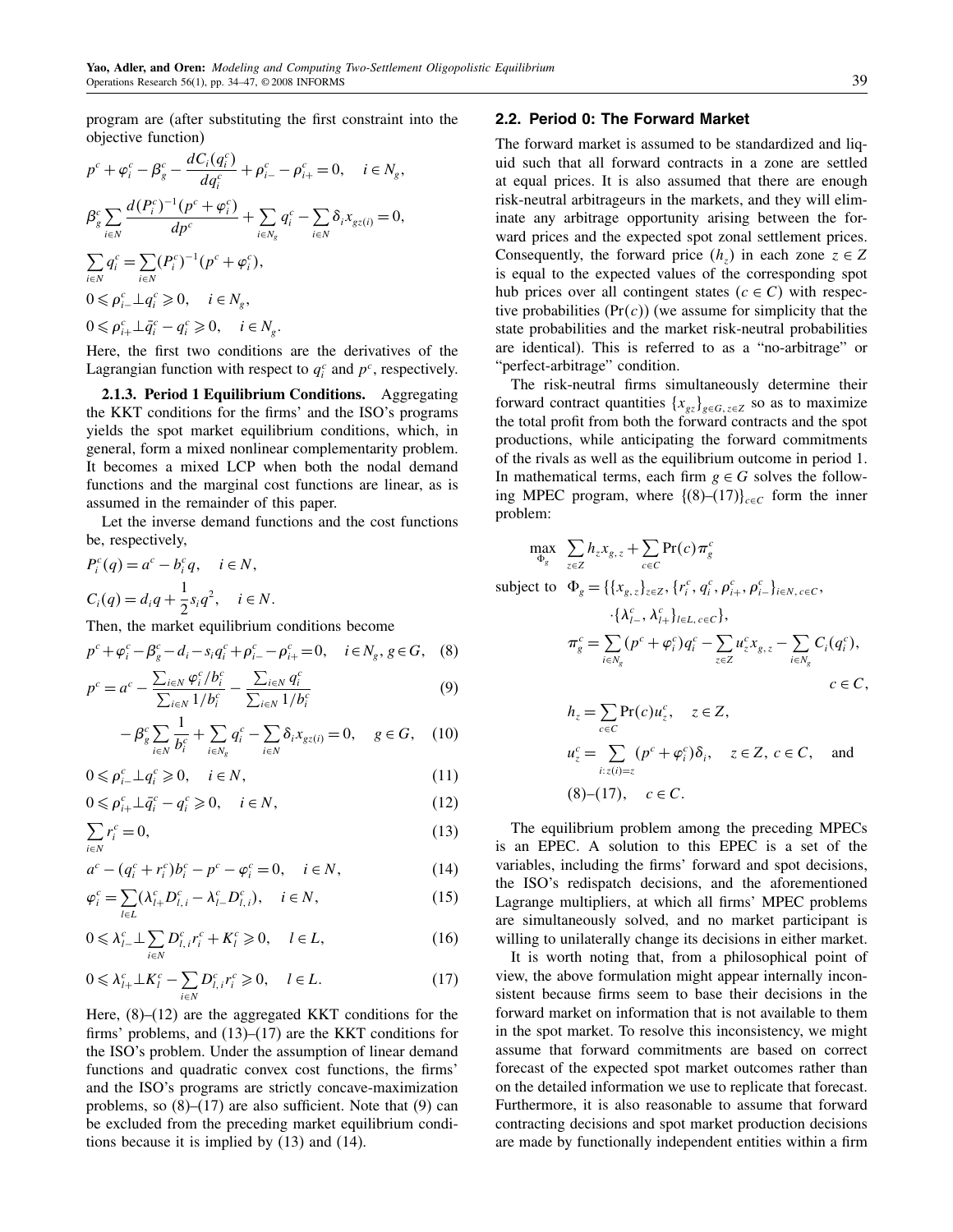program are (after substituting the first constraint into the objective function)

$$p^c + \varphi_i^c - \beta_g^c - \frac{dC_i(q_i^c)}{dq_i^c} + \rho_{i-}^c - \rho_{i+}^c = 0, \quad i \in N_g,$$

$$\beta_g^c \sum_{i \in N} \frac{d(P_i^c)^{-1}(p^c + \varphi_i^c)}{dp^c} + \sum_{i \in N_g} q_i^c - \sum_{i \in N} \delta_i x_{gz(i)} = 0,$$

$$\sum_{i \in N} q_i^c = \sum_{i \in N} (P_i^c)^{-1}(p^c + \varphi_i^c),$$

$$0 \leqslant \rho_{i-}^c \perp q_i^c \geqslant 0, \quad i \in N_g,$$

$$0 \leqslant \rho_{i+}^c \perp \bar{q}_i^c - q_i^c \geqslant 0, \quad i \in N_g.$$

Here, the first two conditions are the derivatives of the Lagrangian function with respect to $q_i^c$ and $p^c$, respectively.

**2.1.3. Period 1 Equilibrium Conditions.** Aggregating the KKT conditions for the firms' and the ISO's programs yields the spot market equilibrium conditions, which, in general, form a mixed nonlinear complementarity problem. It becomes a mixed LCP when both the nodal demand functions and the marginal cost functions are linear, as is assumed in the remainder of this paper.

Let the inverse demand functions and the cost functions be, respectively,

$$P_i^c(q) = a^c - b_i^c q, \quad i \in N,$$

$$C_i(q) = d_i q + \frac{1}{2} s_i q^2, \quad i \in N.$$

Then, the market equilibrium conditions become

$$p^c + \varphi_i^c - \beta_g^c - d_i - s_i q_i^c + \rho_{i-}^c - \rho_{i+}^c = 0, \quad i \in N_g, \, g \in G, \quad (8)$$

$$p^c = a^c - \frac{\sum_{i \in N} \varphi_i^c / b_i^c}{\sum_{i \in N} 1/b_i^c} - \frac{\sum_{i \in N} q_i^c}{\sum_{i \in N} 1/b_i^c} \quad (9)$$

$$-\beta_g^c \sum_{i \in N} \frac{1}{b_i^c} + \sum_{i \in N_g} q_i^c - \sum_{i \in N} \delta_i x_{gz(i)} = 0, \quad g \in G, \quad (10)$$

$$0 \leqslant \rho_{i-}^c \perp q_i^c \geqslant 0, \quad i \in N, \quad (11)$$

$$0 \leqslant \rho_{i+}^c \perp \bar{q}_i^c - q_i^c \geqslant 0, \quad i \in N, \quad (12)$$

$$\sum_{i \in N} r_i^c = 0, \quad (13)$$

$$a^c - (q_i^c + r_i^c) b_i^c - p^c - \varphi_i^c = 0, \quad i \in N, \quad (14)$$

$$\varphi_i^c = \sum_{l \in L} (\lambda_{l+}^c D_{l,i}^c - \lambda_{l-}^c D_{l,i}^c), \quad i \in N, \quad (15)$$

$$0 \leqslant \lambda_{l-}^c \perp \sum_{i \in N} D_{l,i}^c r_i^c + K_l^c \geqslant 0, \quad l \in L, \quad (16)$$

$$0 \leqslant \lambda_{l+}^c \perp K_l^c - \sum_{i \in N} D_{l,i}^c r_i^c \geqslant 0, \quad l \in L. \quad (17)$$

Here, (8)–(12) are the aggregated KKT conditions for the firms' problems, and (13)–(17) are the KKT conditions for the ISO's problem. Under the assumption of linear demand functions and quadratic convex cost functions, the firms' and the ISO's programs are strictly concave-maximization problems, so (8)–(17) are also sufficient. Note that (9) can be excluded from the preceding market equilibrium conditions because it is implied by (13) and (14).

## 2.2. Period 0: The Forward Market

The forward market is assumed to be standardized and liquid such that all forward contracts in a zone are settled at equal prices. It is also assumed that there are enough risk-neutral arbitrageurs in the markets, and they will eliminate any arbitrage opportunity arising between the forward prices and the expected spot zonal settlement prices. Consequently, the forward price ($h_z$) in each zone $z \in Z$ is equal to the expected values of the corresponding spot hub prices over all contingent states ($c \in C$) with respective probabilities ($\Pr(c)$) (we assume for simplicity that the state probabilities and the market risk-neutral probabilities are identical). This is referred to as a "no-arbitrage" or "perfect-arbitrage" condition.

The risk-neutral firms simultaneously determine their forward contract quantities $\{x_{gz}\}_{g \in G, z \in Z}$ so as to maximize the total profit from both the forward contracts and the spot productions, while anticipating the forward commitments of the rivals as well as the equilibrium outcome in period 1. In mathematical terms, each firm $g \in G$ solves the following MPEC program, where $\{(8)\text{–}(17)\}_{c \in C}$ form the inner problem:

$$\max_{\Phi_g} \quad \sum_{z \in Z} h_z x_{g,z} + \sum_{c \in C} \Pr(c) \pi_g^c$$

$$\text{subject to} \quad \Phi_g = \{\{x_{g,z}\}_{z \in Z}, \{r_i^c, q_i^c, \rho_{i+}^c, \rho_{i-}^c\}_{i \in N, c \in C}, \cdot \{\lambda_{l-}^c, \lambda_{l+}^c\}_{l \in L, c \in C}\},$$

$$\pi_g^c = \sum_{i \in N_g} (p^c + \varphi_i^c) q_i^c - \sum_{z \in Z} u_z^c x_{g,z} - \sum_{i \in N_g} C_i(q_i^c), \quad c \in C,$$

$$h_z = \sum_{c \in C} \Pr(c) u_z^c, \quad z \in Z,$$

$$u_z^c = \sum_{i: z(i) = z} (p^c + \varphi_i^c) \delta_i, \quad z \in Z, \, c \in C, \quad \text{and}$$

$$(8)\text{–}(17), \quad c \in C.$$

The equilibrium problem among the preceding MPECs is an EPEC. A solution to this EPEC is a set of the variables, including the firms' forward and spot decisions, the ISO's redispatch decisions, and the aforementioned Lagrange multipliers, at which all firms' MPEC problems are simultaneously solved, and no market participant is willing to unilaterally change its decisions in either market.

It is worth noting that, from a philosophical point of view, the above formulation might appear internally inconsistent because firms seem to base their decisions in the forward market on information that is not available to them in the spot market. To resolve this inconsistency, we might assume that forward commitments are based on correct forecast of the expected spot market outcomes rather than on the detailed information we use to replicate that forecast. Furthermore, it is also reasonable to assume that forward contracting decisions and spot market production decisions are made by functionally independent entities within a firm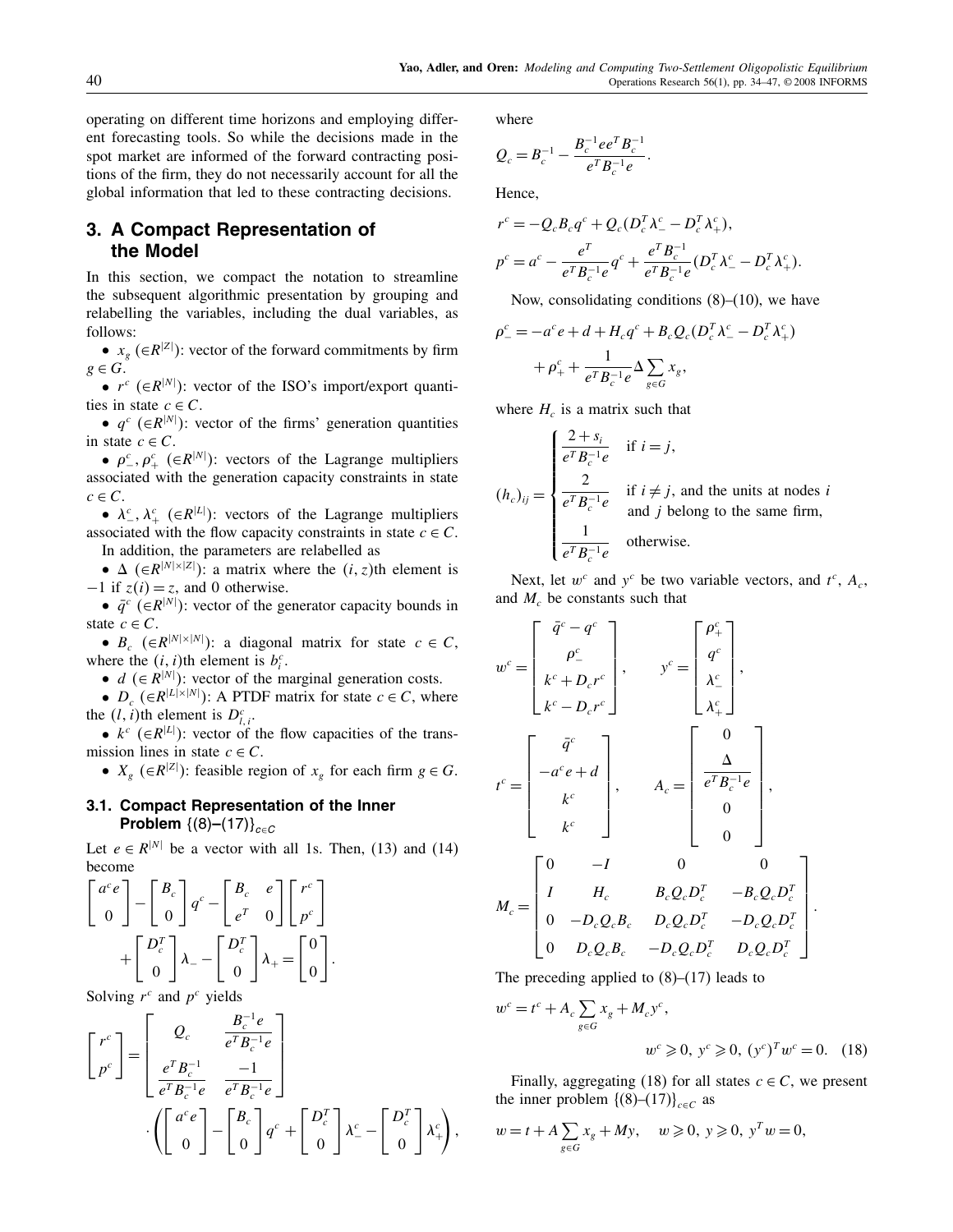operating on different time horizons and employing different forecasting tools. So while the decisions made in the spot market are informed of the forward contracting positions of the firm, they do not necessarily account for all the global information that led to these contracting decisions.

## 3. A Compact Representation of the Model

In this section, we compact the notation to streamline the subsequent algorithmic presentation by grouping and relabelling the variables, including the dual variables, as follows:

- $x_g$ ($\in R^{|Z|}$): vector of the forward commitments by firm $g \in G$.
- $r^c$ ($\in R^{|N|}$): vector of the ISO's import/export quantities in state $c \in C$.
- $q^c$ ($\in R^{|N|}$): vector of the firms' generation quantities in state $c \in C$.
- $\rho^c_-, \rho^c_+$ ($\in R^{|N|}$): vectors of the Lagrange multipliers associated with the generation capacity constraints in state $c \in C$.
- $\lambda^c_-, \lambda^c_+$ ($\in R^{|L|}$): vectors of the Lagrange multipliers associated with the flow capacity constraints in state $c \in C$.

In addition, the parameters are relabelled as

- $\Delta$ ($\in R^{|N|\times|Z|}$): a matrix where the $(i,z)$th element is $-1$ if $z(i) = z$, and 0 otherwise.
- $\bar{q}^c$ ($\in R^{|N|}$): vector of the generator capacity bounds in state $c \in C$.
- $B_c$ ($\in R^{|N|\times|N|}$): a diagonal matrix for state $c \in C$, where the $(i,i)$th element is $b^c_i$.
- $d$ ($\in R^{|N|}$): vector of the marginal generation costs.
- $D_c$ ($\in R^{|L|\times|N|}$): A PTDF matrix for state $c \in C$, where the $(l,i)$th element is $D^c_{l,i}$.
- $k^c$ ($\in R^{|L|}$): vector of the flow capacities of the transmission lines in state $c \in C$.
- $X_g$ ($\in R^{|Z|}$): feasible region of $x_g$ for each firm $g \in G$.

### 3.1. Compact Representation of the Inner Problem $\{(8)–(17)\}_{c\in C}$

Let $e \in R^{|N|}$ be a vector with all 1s. Then, (13) and (14) become

$$\begin{bmatrix} a^c e \\ 0 \end{bmatrix} - \begin{bmatrix} B_c \\ 0 \end{bmatrix} q^c - \begin{bmatrix} B_c & e \\ e^T & 0 \end{bmatrix} \begin{bmatrix} r^c \\ p^c \end{bmatrix} + \begin{bmatrix} D_c^T \\ 0 \end{bmatrix} \lambda_- - \begin{bmatrix} D_c^T \\ 0 \end{bmatrix} \lambda_+ = \begin{bmatrix} 0 \\ 0 \end{bmatrix}.$$

Solving $r^c$ and $p^c$ yields

$$\begin{bmatrix} r^c \\ p^c \end{bmatrix} = \begin{bmatrix} Q_c & \dfrac{B_c^{-1} e}{e^T B_c^{-1} e} \\ \dfrac{e^T B_c^{-1}}{e^T B_c^{-1} e} & \dfrac{-1}{e^T B_c^{-1} e} \end{bmatrix} \cdot \left( \begin{bmatrix} a^c e \\ 0 \end{bmatrix} - \begin{bmatrix} B_c \\ 0 \end{bmatrix} q^c + \begin{bmatrix} D_c^T \\ 0 \end{bmatrix} \lambda^c_- - \begin{bmatrix} D_c^T \\ 0 \end{bmatrix} \lambda^c_+ \right),$$

where

$$Q_c = B_c^{-1} - \frac{B_c^{-1} e e^T B_c^{-1}}{e^T B_c^{-1} e}.$$

Hence,

$$r^c = -Q_c B_c q^c + Q_c (D_c^T \lambda^c_- - D_c^T \lambda^c_+),$$

$$p^c = a^c - \frac{e^T}{e^T B_c^{-1} e} q^c + \frac{e^T B_c^{-1}}{e^T B_c^{-1} e} (D_c^T \lambda^c_- - D_c^T \lambda^c_+).$$

Now, consolidating conditions (8)–(10), we have

$$\rho^c_- = -a^c e + d + H_c q^c + B_c Q_c (D_c^T \lambda^c_- - D_c^T \lambda^c_+) + \rho^c_+ + \frac{1}{e^T B_c^{-1} e} \Delta \sum_{g\in G} x_g,$$

where $H_c$ is a matrix such that

$$(h_c)_{ij} = \begin{cases} \dfrac{2+s_i}{e^T B_c^{-1} e} & \text{if } i = j, \\[2ex] \dfrac{2}{e^T B_c^{-1} e} & \text{if } i \neq j, \text{ and the units at nodes } i \text{ and } j \text{ belong to the same firm,} \\[2ex] \dfrac{1}{e^T B_c^{-1} e} & \text{otherwise.} \end{cases}$$

Next, let $w^c$ and $y^c$ be two variable vectors, and $t^c$, $A_c$, and $M_c$ be constants such that

$$w^c = \begin{bmatrix} \bar{q}^c - q^c \\ \rho^c_- \\ k^c + D_c r^c \\ k^c - D_c r^c \end{bmatrix}, \qquad y^c = \begin{bmatrix} \rho^c_+ \\ q^c \\ \lambda^c_- \\ \lambda^c_+ \end{bmatrix},$$

$$t^c = \begin{bmatrix} \bar{q}^c \\ -a^c e + d \\ k^c \\ k^c \end{bmatrix}, \qquad A_c = \begin{bmatrix} 0 \\ \dfrac{\Delta}{e^T B_c^{-1} e} \\ 0 \\ 0 \end{bmatrix},$$

$$M_c = \begin{bmatrix} 0 & -I & 0 & 0 \\ I & H_c & B_c Q_c D_c^T & -B_c Q_c D_c^T \\ 0 & -D_c Q_c B_c & D_c Q_c D_c^T & -D_c Q_c D_c^T \\ 0 & D_c Q_c B_c & -D_c Q_c D_c^T & D_c Q_c D_c^T \end{bmatrix}.$$

The preceding applied to (8)–(17) leads to

$$w^c = t^c + A_c \sum_{g\in G} x_g + M_c y^c,$$

$$w^c \geqslant 0, \; y^c \geqslant 0, \; (y^c)^T w^c = 0. \quad (18)$$

Finally, aggregating (18) for all states $c \in C$, we present the inner problem $\{(8)–(17)\}_{c\in C}$ as

$$w = t + A \sum_{g\in G} x_g + My, \quad w \geqslant 0, \; y \geqslant 0, \; y^T w = 0,$$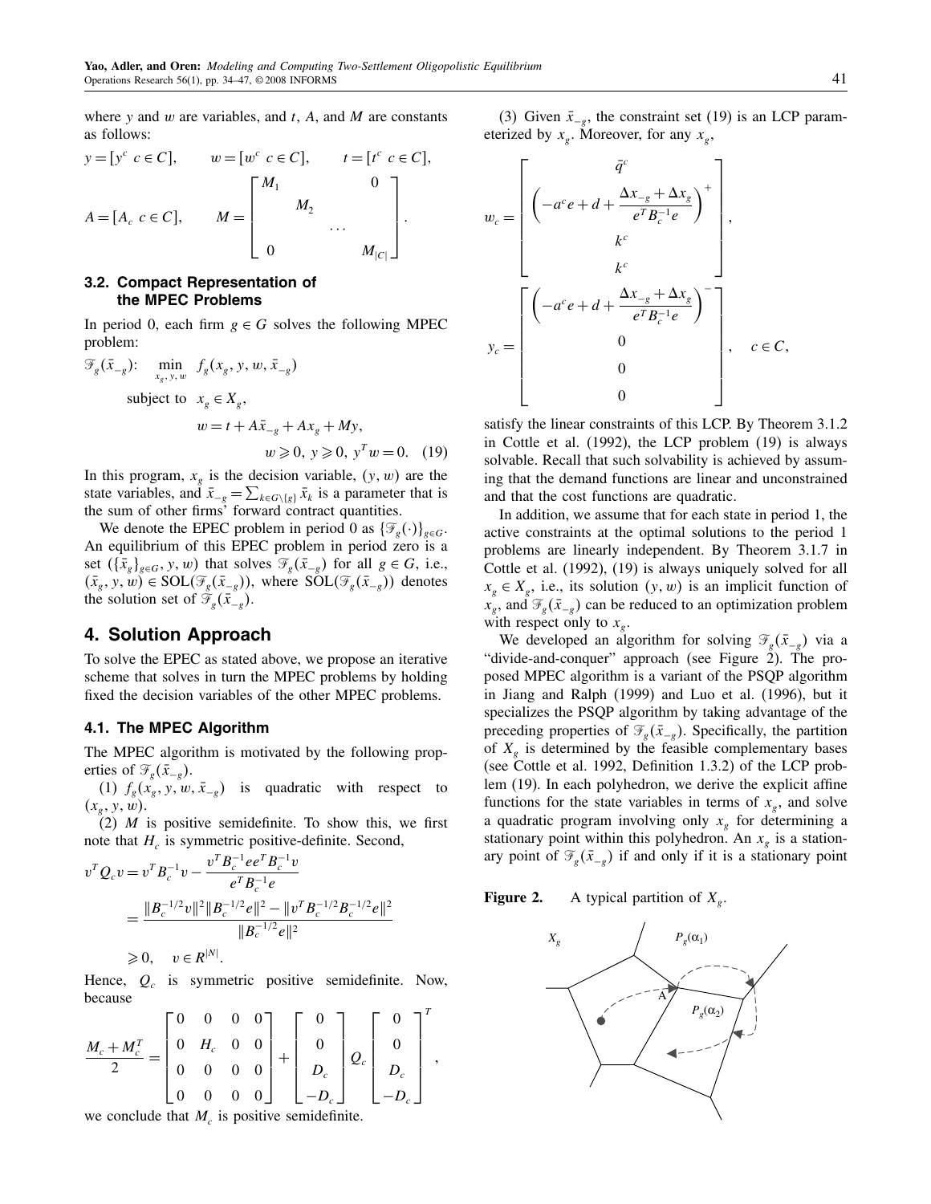where $y$ and $w$ are variables, and $t$, $A$, and $M$ are constants as follows:

$$y = [y^c \ \ c \in C], \qquad w = [w^c \ \ c \in C], \qquad t = [t^c \ \ c \in C],$$

$$A = [A_c \ \ c \in C], \qquad M = \begin{bmatrix} M_1 & & & 0 \\ & M_2 & & \\ & & \cdots & \\ 0 & & & M_{|C|} \end{bmatrix}.$$

### 3.2. Compact Representation of the MPEC Problems

In period 0, each firm $g \in G$ solves the following MPEC problem:

$$\begin{aligned} \mathcal{F}_g(\bar{x}_{-g})\colon \quad & \min_{x_g, y, w} \ f_g(x_g, y, w, \bar{x}_{-g}) \\ & \text{subject to} \ \ x_g \in X_g, \\ & \qquad w = t + A\bar{x}_{-g} + Ax_g + My, \\ & \qquad w \geqslant 0, \ y \geqslant 0, \ y^T w = 0. \end{aligned} \tag{19}$$

In this program, $x_g$ is the decision variable, $(y, w)$ are the state variables, and $\bar{x}_{-g} = \sum_{k \in G \setminus \{g\}} \bar{x}_k$ is a parameter that is the sum of other firms' forward contract quantities.

We denote the EPEC problem in period 0 as $\{\mathcal{F}_g(\cdot)\}_{g \in G}$. An equilibrium of this EPEC problem in period zero is a set $(\{\bar{x}_g\}_{g \in G}, y, w)$ that solves $\mathcal{F}_g(\bar{x}_{-g})$ for all $g \in G$, i.e., $(\bar{x}_g, y, w) \in \text{SOL}(\mathcal{F}_g(\bar{x}_{-g}))$, where $\text{SOL}(\mathcal{F}_g(\bar{x}_{-g}))$ denotes the solution set of $\mathcal{F}_g(\bar{x}_{-g})$.

## 4. Solution Approach

To solve the EPEC as stated above, we propose an iterative scheme that solves in turn the MPEC problems by holding fixed the decision variables of the other MPEC problems.

### 4.1. The MPEC Algorithm

The MPEC algorithm is motivated by the following properties of $\mathcal{F}_g(\bar{x}_{-g})$.

(1) $f_g(x_g, y, w, \bar{x}_{-g})$ is quadratic with respect to $(x_g, y, w)$.

(2) $M$ is positive semidefinite. To show this, we first note that $H_c$ is symmetric positive-definite. Second,

$$\begin{aligned} v^T Q_c v &= v^T B_c^{-1} v - \frac{v^T B_c^{-1} e e^T B_c^{-1} v}{e^T B_c^{-1} e} \\ &= \frac{\|B_c^{-1/2} v\|^2 \|B_c^{-1/2} e\|^2 - \|v^T B_c^{-1/2} B_c^{-1/2} e\|^2}{\|B_c^{-1/2} e\|^2} \\ &\geqslant 0, \quad v \in R^{|N|}. \end{aligned}$$

Hence, $Q_c$ is symmetric positive semidefinite. Now, because

$$\frac{M_c + M_c^T}{2} = \begin{bmatrix} 0 & 0 & 0 & 0 \\ 0 & H_c & 0 & 0 \\ 0 & 0 & 0 & 0 \\ 0 & 0 & 0 & 0 \end{bmatrix} + \begin{bmatrix} 0 \\ 0 \\ D_c \\ -D_c \end{bmatrix} Q_c \begin{bmatrix} 0 \\ 0 \\ D_c \\ -D_c \end{bmatrix}^T,$$

we conclude that $M_c$ is positive semidefinite.

(3) Given $\bar{x}_{-g}$, the constraint set (19) is an LCP parameterized by $x_g$. Moreover, for any $x_g$,

$$w_c = \begin{bmatrix} \bar{q}^c \\ \left(-a^c e + d + \dfrac{\Delta x_{-g} + \Delta x_g}{e^T B_c^{-1} e}\right)^+ \\ k^c \\ k^c \end{bmatrix},$$

$$y_c = \begin{bmatrix} \left(-a^c e + d + \dfrac{\Delta x_{-g} + \Delta x_g}{e^T B_c^{-1} e}\right)^- \\ 0 \\ 0 \\ 0 \end{bmatrix}, \quad c \in C,$$

satisfy the linear constraints of this LCP. By Theorem 3.1.2 in Cottle et al. (1992), the LCP problem (19) is always solvable. Recall that such solvability is achieved by assuming that the demand functions are linear and unconstrained and that the cost functions are quadratic.

In addition, we assume that for each state in period 1, the active constraints at the optimal solutions to the period 1 problems are linearly independent. By Theorem 3.1.7 in Cottle et al. (1992), (19) is always uniquely solved for all $x_g \in X_g$, i.e., its solution $(y, w)$ is an implicit function of $x_g$, and $\mathcal{F}_g(\bar{x}_{-g})$ can be reduced to an optimization problem with respect only to $x_g$.

We developed an algorithm for solving $\mathcal{F}_g(\bar{x}_{-g})$ via a "divide-and-conquer" approach (see Figure 2). The proposed MPEC algorithm is a variant of the PSQP algorithm in Jiang and Ralph (1999) and Luo et al. (1996), but it specializes the PSQP algorithm by taking advantage of the preceding properties of $\mathcal{F}_g(\bar{x}_{-g})$. Specifically, the partition of $X_g$ is determined by the feasible complementary bases (see Cottle et al. 1992, Definition 1.3.2) of the LCP problem (19). In each polyhedron, we derive the explicit affine functions for the state variables in terms of $x_g$, and solve a quadratic program involving only $x_g$ for determining a stationary point within this polyhedron. An $x_g$ is a stationary point of $\mathcal{F}_g(\bar{x}_{-g})$ if and only if it is a stationary point

**Figure 2.** A typical partition of $X_g$.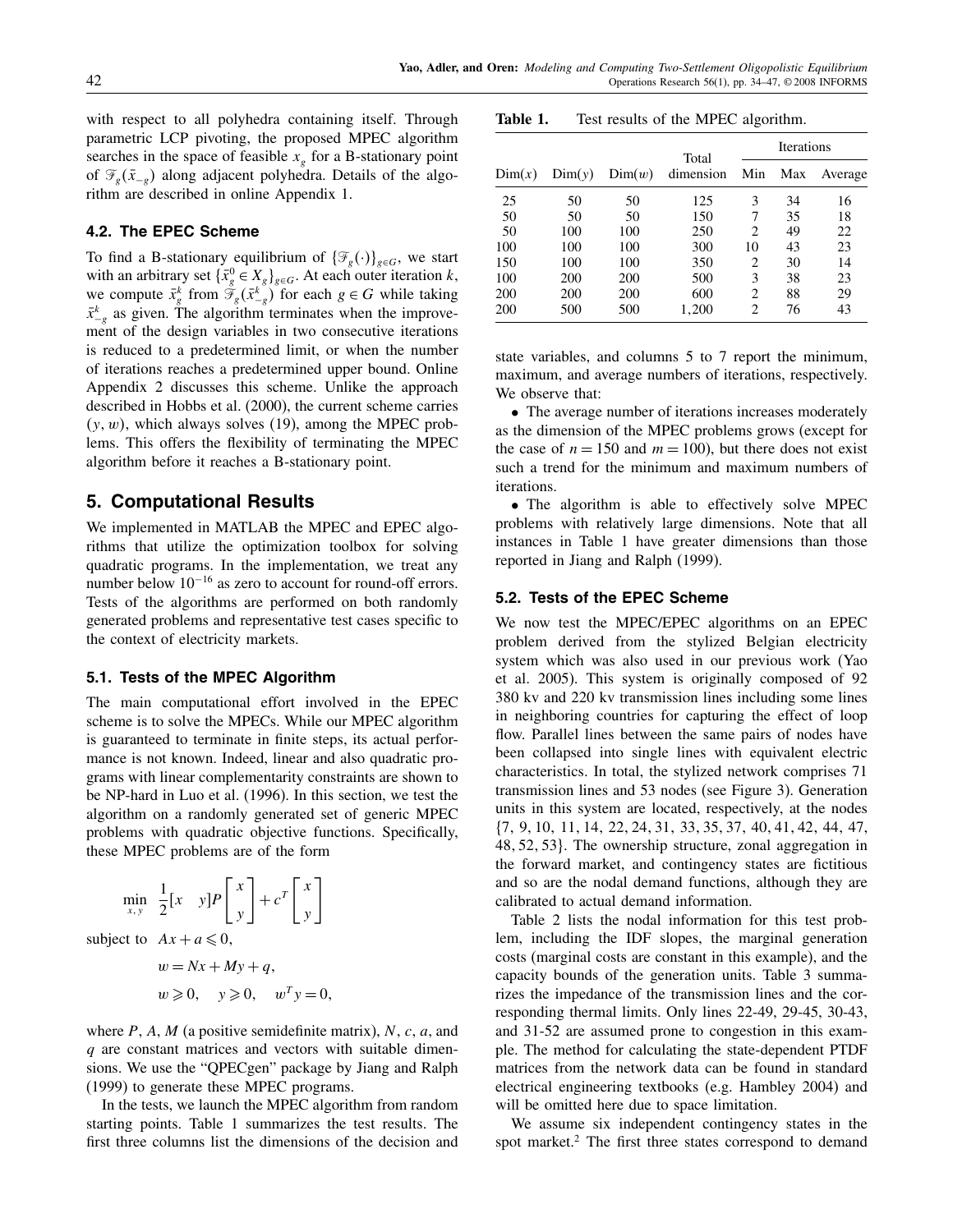with respect to all polyhedra containing itself. Through parametric LCP pivoting, the proposed MPEC algorithm searches in the space of feasible $x_g$ for a B-stationary point of $\mathcal{F}_g(\bar{x}_{-g})$ along adjacent polyhedra. Details of the algorithm are described in online Appendix 1.

### 4.2. The EPEC Scheme

To find a B-stationary equilibrium of $\{\mathcal{F}_g(\cdot)\}_{g\in G}$, we start with an arbitrary set $\{\bar{x}_g^0 \in X_g\}_{g\in G}$. At each outer iteration $k$, we compute $\bar{x}_g^k$ from $\mathcal{F}_g(\bar{x}_{-g}^k)$ for each $g \in G$ while taking $\bar{x}_{-g}^k$ as given. The algorithm terminates when the improvement of the design variables in two consecutive iterations is reduced to a predetermined limit, or when the number of iterations reaches a predetermined upper bound. Online Appendix 2 discusses this scheme. Unlike the approach described in Hobbs et al. (2000), the current scheme carries $(y, w)$, which always solves (19), among the MPEC problems. This offers the flexibility of terminating the MPEC algorithm before it reaches a B-stationary point.

## 5. Computational Results

We implemented in MATLAB the MPEC and EPEC algorithms that utilize the optimization toolbox for solving quadratic programs. In the implementation, we treat any number below $10^{-16}$ as zero to account for round-off errors. Tests of the algorithms are performed on both randomly generated problems and representative test cases specific to the context of electricity markets.

### 5.1. Tests of the MPEC Algorithm

The main computational effort involved in the EPEC scheme is to solve the MPECs. While our MPEC algorithm is guaranteed to terminate in finite steps, its actual performance is not known. Indeed, linear and also quadratic programs with linear complementarity constraints are shown to be NP-hard in Luo et al. (1996). In this section, we test the algorithm on a randomly generated set of generic MPEC problems with quadratic objective functions. Specifically, these MPEC problems are of the form

$$\min_{x,\,y} \quad \frac{1}{2}[x \quad y]P\begin{bmatrix} x \\ y \end{bmatrix} + c^T\begin{bmatrix} x \\ y \end{bmatrix}$$

$$\text{subject to} \quad Ax + a \leqslant 0,$$

$$w = Nx + My + q,$$

$$w \geqslant 0, \quad y \geqslant 0, \quad w^T y = 0,$$

where $P$, $A$, $M$ (a positive semidefinite matrix), $N$, $c$, $a$, and $q$ are constant matrices and vectors with suitable dimensions. We use the "QPECgen" package by Jiang and Ralph (1999) to generate these MPEC programs.

In the tests, we launch the MPEC algorithm from random starting points. Table 1 summarizes the test results. The first three columns list the dimensions of the decision and state variables, and columns 5 to 7 report the minimum, maximum, and average numbers of iterations, respectively. We observe that:

- The average number of iterations increases moderately as the dimension of the MPEC problems grows (except for the case of $n = 150$ and $m = 100$), but there does not exist such a trend for the minimum and maximum numbers of iterations.
- The algorithm is able to effectively solve MPEC problems with relatively large dimensions. Note that all instances in Table 1 have greater dimensions than those reported in Jiang and Ralph (1999).

**Table 1.** Test results of the MPEC algorithm.

| | | | | Iterations | | |
|---|---|---|---|---|---|---|
| Dim($x$) | Dim($y$) | Dim($w$) | Total dimension | Min | Max | Average |
| 25 | 50 | 50 | 125 | 3 | 34 | 16 |
| 50 | 50 | 50 | 150 | 7 | 35 | 18 |
| 50 | 100 | 100 | 250 | 2 | 49 | 22 |
| 100 | 100 | 100 | 300 | 10 | 43 | 23 |
| 150 | 100 | 100 | 350 | 2 | 30 | 14 |
| 100 | 200 | 200 | 500 | 3 | 38 | 23 |
| 200 | 200 | 200 | 600 | 2 | 88 | 29 |
| 200 | 500 | 500 | 1,200 | 2 | 76 | 43 |

### 5.2. Tests of the EPEC Scheme

We now test the MPEC/EPEC algorithms on an EPEC problem derived from the stylized Belgian electricity system which was also used in our previous work (Yao et al. 2005). This system is originally composed of 92 380 kv and 220 kv transmission lines including some lines in neighboring countries for capturing the effect of loop flow. Parallel lines between the same pairs of nodes have been collapsed into single lines with equivalent electric characteristics. In total, the stylized network comprises 71 transmission lines and 53 nodes (see Figure 3). Generation units in this system are located, respectively, at the nodes {7, 9, 10, 11, 14, 22, 24, 31, 33, 35, 37, 40, 41, 42, 44, 47, 48, 52, 53}. The ownership structure, zonal aggregation in the forward market, and contingency states are fictitious and so are the nodal demand functions, although they are calibrated to actual demand information.

Table 2 lists the nodal information for this test problem, including the IDF slopes, the marginal generation costs (marginal costs are constant in this example), and the capacity bounds of the generation units. Table 3 summarizes the impedance of the transmission lines and the corresponding thermal limits. Only lines 22-49, 29-45, 30-43, and 31-52 are assumed prone to congestion in this example. The method for calculating the state-dependent PTDF matrices from the network data can be found in standard electrical engineering textbooks (e.g. Hambley 2004) and will be omitted here due to space limitation.

We assume six independent contingency states in the spot market.[2] The first three states correspond to demand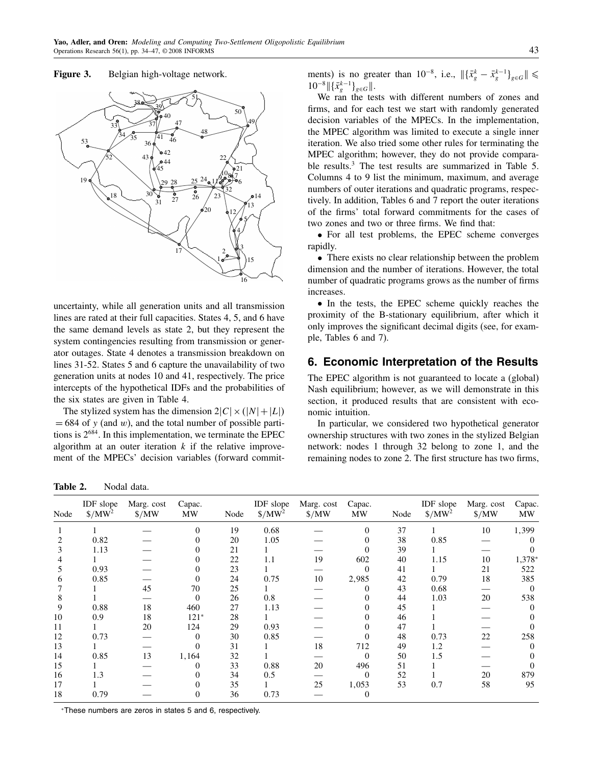**Figure 3.** Belgian high-voltage network.

uncertainty, while all generation units and all transmission lines are rated at their full capacities. States 4, 5, and 6 have the same demand levels as state 2, but they represent the system contingencies resulting from transmission or generator outages. State 4 denotes a transmission breakdown on lines 31-52. States 5 and 6 capture the unavailability of two generation units at nodes 10 and 41, respectively. The price intercepts of the hypothetical IDFs and the probabilities of the six states are given in Table 4.

The stylized system has the dimension $2|C| \times (|N| + |L|) = 684$ of $y$ (and $w$), and the total number of possible partitions is $2^{684}$. In this implementation, we terminate the EPEC algorithm at an outer iteration $k$ if the relative improvement of the MPECs' decision variables (forward commitments) is no greater than $10^{-8}$, i.e., $\|\{\bar{x}_g^k - \bar{x}_g^{k-1}\}_{g\in G}\| \leqslant 10^{-8}\|\{\bar{x}_g^{k-1}\}_{g\in G}\|$.

We ran the tests with different numbers of zones and firms, and for each test we start with randomly generated decision variables of the MPECs. In the implementation, the MPEC algorithm was limited to execute a single inner iteration. We also tried some other rules for terminating the MPEC algorithm; however, they do not provide comparable results.[3] The test results are summarized in Table 5. Columns 4 to 9 list the minimum, maximum, and average numbers of outer iterations and quadratic programs, respectively. In addition, Tables 6 and 7 report the outer iterations of the firms' total forward commitments for the cases of two zones and two or three firms. We find that:

- For all test problems, the EPEC scheme converges rapidly.
- There exists no clear relationship between the problem dimension and the number of iterations. However, the total number of quadratic programs grows as the number of firms increases.
- In the tests, the EPEC scheme quickly reaches the proximity of the B-stationary equilibrium, after which it only improves the significant decimal digits (see, for example, Tables 6 and 7).

## 6. Economic Interpretation of the Results

The EPEC algorithm is not guaranteed to locate a (global) Nash equilibrium; however, as we will demonstrate in this section, it produced results that are consistent with economic intuition.

In particular, we considered two hypothetical generator ownership structures with two zones in the stylized Belgian network: nodes 1 through 32 belong to zone 1, and the remaining nodes to zone 2. The first structure has two firms,

**Table 2.** Nodal data.

| Node | IDF slope $/MW$^2$ | Marg. cost $/MW | Capac. MW | Node | IDF slope $/MW$^2$ | Marg. cost $/MW | Capac. MW | Node | IDF slope $/MW$^2$ | Marg. cost $/MW | Capac. MW |
|---|---|---|---|---|---|---|---|---|---|---|---|
| 1 | 1 | — | 0 | 19 | 0.68 | — | 0 | 37 | 1 | 10 | 1,399 |
| 2 | 0.82 | — | 0 | 20 | 1.05 | — | 0 | 38 | 0.85 | — | 0 |
| 3 | 1.13 | — | 0 | 21 | 1 | — | 0 | 39 | 1 | — | 0 |
| 4 | 1 | — | 0 | 22 | 1.1 | 19 | 602 | 40 | 1.15 | 10 | 1,378* |
| 5 | 0.93 | — | 0 | 23 | 1 | — | 0 | 41 | 1 | 21 | 522 |
| 6 | 0.85 | — | 0 | 24 | 0.75 | 10 | 2,985 | 42 | 0.79 | 18 | 385 |
| 7 | 1 | 45 | 70 | 25 | 1 | — | 0 | 43 | 0.68 | — | 0 |
| 8 | 1 | — | 0 | 26 | 0.8 | — | 0 | 44 | 1.03 | 20 | 538 |
| 9 | 0.88 | 18 | 460 | 27 | 1.13 | — | 0 | 45 | 1 | — | 0 |
| 10 | 0.9 | 18 | 121* | 28 | 1 | — | 0 | 46 | 1 | — | 0 |
| 11 | 1 | 20 | 124 | 29 | 0.93 | — | 0 | 47 | 1 | — | 0 |
| 12 | 0.73 | — | 0 | 30 | 0.85 | — | 0 | 48 | 0.73 | 22 | 258 |
| 13 | 1 | — | 0 | 31 | 1 | 18 | 712 | 49 | 1.2 | — | 0 |
| 14 | 0.85 | 13 | 1,164 | 32 | 1 | — | 0 | 50 | 1.5 | — | 0 |
| 15 | 1 | — | 0 | 33 | 0.88 | 20 | 496 | 51 | 1 | — | 0 |
| 16 | 1.3 | — | 0 | 34 | 0.5 | — | 0 | 52 | 1 | 20 | 879 |
| 17 | 1 | — | 0 | 35 | 1 | 25 | 1,053 | 53 | 0.7 | 58 | 95 |
| 18 | 0.79 | — | 0 | 36 | 0.73 | — | 0 | | | | |

*These numbers are zeros in states 5 and 6, respectively.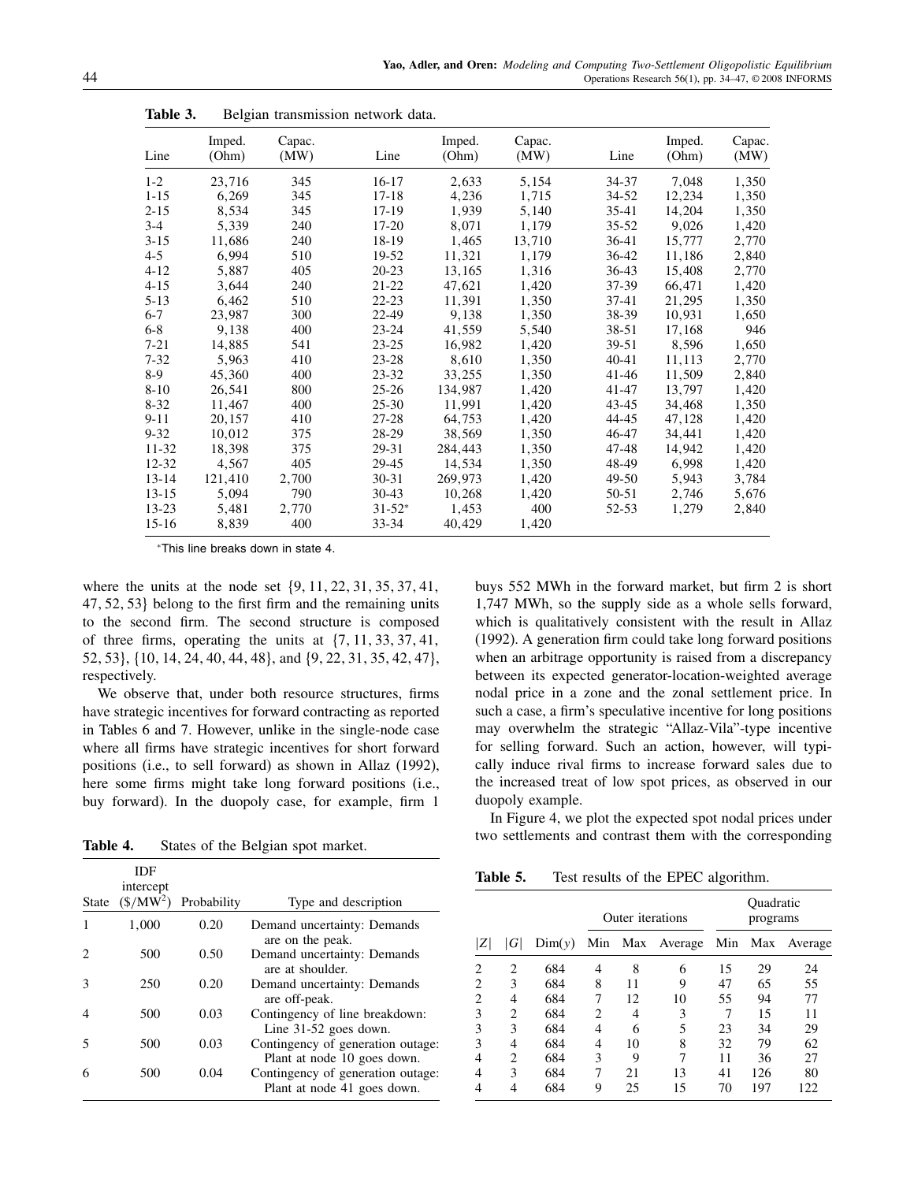**Table 3.** Belgian transmission network data.

| Line | Imped. (Ohm) | Capac. (MW) | Line | Imped. (Ohm) | Capac. (MW) | Line | Imped. (Ohm) | Capac. (MW) |
|---|---|---|---|---|---|---|---|---|
| 1-2 | 23,716 | 345 | 16-17 | 2,633 | 5,154 | 34-37 | 7,048 | 1,350 |
| 1-15 | 6,269 | 345 | 17-18 | 4,236 | 1,715 | 34-52 | 12,234 | 1,350 |
| 2-15 | 8,534 | 345 | 17-19 | 1,939 | 5,140 | 35-41 | 14,204 | 1,350 |
| 3-4 | 5,339 | 240 | 17-20 | 8,071 | 1,179 | 35-52 | 9,026 | 1,420 |
| 3-15 | 11,686 | 240 | 18-19 | 1,465 | 13,710 | 36-41 | 15,777 | 2,770 |
| 4-5 | 6,994 | 510 | 19-52 | 11,321 | 1,179 | 36-42 | 11,186 | 2,840 |
| 4-12 | 5,887 | 405 | 20-23 | 13,165 | 1,316 | 36-43 | 15,408 | 2,770 |
| 4-15 | 3,644 | 240 | 21-22 | 47,621 | 1,420 | 37-39 | 66,471 | 1,420 |
| 5-13 | 6,462 | 510 | 22-23 | 11,391 | 1,350 | 37-41 | 21,295 | 1,350 |
| 6-7 | 23,987 | 300 | 22-49 | 9,138 | 1,350 | 38-39 | 10,931 | 1,650 |
| 6-8 | 9,138 | 400 | 23-24 | 41,559 | 5,540 | 38-51 | 17,168 | 946 |
| 7-21 | 14,885 | 541 | 23-25 | 16,982 | 1,420 | 39-51 | 8,596 | 1,650 |
| 7-32 | 5,963 | 410 | 23-28 | 8,610 | 1,350 | 40-41 | 11,113 | 2,770 |
| 8-9 | 45,360 | 400 | 23-32 | 33,255 | 1,350 | 41-46 | 11,509 | 2,840 |
| 8-10 | 26,541 | 800 | 25-26 | 134,987 | 1,420 | 41-47 | 13,797 | 1,420 |
| 8-32 | 11,467 | 400 | 25-30 | 11,991 | 1,420 | 43-45 | 34,468 | 1,350 |
| 9-11 | 20,157 | 410 | 27-28 | 64,753 | 1,420 | 44-45 | 47,128 | 1,420 |
| 9-32 | 10,012 | 375 | 28-29 | 38,569 | 1,350 | 46-47 | 34,441 | 1,420 |
| 11-32 | 18,398 | 375 | 29-31 | 284,443 | 1,350 | 47-48 | 14,942 | 1,420 |
| 12-32 | 4,567 | 405 | 29-45 | 14,534 | 1,350 | 48-49 | 6,998 | 1,420 |
| 13-14 | 121,410 | 2,700 | 30-31 | 269,973 | 1,420 | 49-50 | 5,943 | 3,784 |
| 13-15 | 5,094 | 790 | 30-43 | 10,268 | 1,420 | 50-51 | 2,746 | 5,676 |
| 13-23 | 5,481 | 2,770 | 31-52* | 1,453 | 400 | 52-53 | 1,279 | 2,840 |
| 15-16 | 8,839 | 400 | 33-34 | 40,429 | 1,420 | | | |

*This line breaks down in state 4.

where the units at the node set {9, 11, 22, 31, 35, 37, 41, 47, 52, 53} belong to the first firm and the remaining units to the second firm. The second structure is composed of three firms, operating the units at {7, 11, 33, 37, 41, 52, 53}, {10, 14, 24, 40, 44, 48}, and {9, 22, 31, 35, 42, 47}, respectively.

We observe that, under both resource structures, firms have strategic incentives for forward contracting as reported in Tables 6 and 7. However, unlike in the single-node case where all firms have strategic incentives for short forward positions (i.e., to sell forward) as shown in Allaz (1992), here some firms might take long forward positions (i.e., buy forward). In the duopoly case, for example, firm 1 buys 552 MWh in the forward market, but firm 2 is short 1,747 MWh, so the supply side as a whole sells forward, which is qualitatively consistent with the result in Allaz (1992). A generation firm could take long forward positions when an arbitrage opportunity is raised from a discrepancy between its expected generator-location-weighted average nodal price in a zone and the zonal settlement price. In such a case, a firm's speculative incentive for long positions may overwhelm the strategic "Allaz-Vila"-type incentive for selling forward. Such an action, however, will typically induce rival firms to increase forward sales due to the increased treat of low spot prices, as observed in our duopoly example.

In Figure 4, we plot the expected spot nodal prices under two settlements and contrast them with the corresponding

**Table 4.** States of the Belgian spot market.

| State | IDF intercept ($/MW$^2$) | Probability | Type and description |
|---|---|---|---|
| 1 | 1,000 | 0.20 | Demand uncertainty: Demands are on the peak. |
| 2 | 500 | 0.50 | Demand uncertainty: Demands are at shoulder. |
| 3 | 250 | 0.20 | Demand uncertainty: Demands are off-peak. |
| 4 | 500 | 0.03 | Contingency of line breakdown: Line 31-52 goes down. |
| 5 | 500 | 0.03 | Contingency of generation outage: Plant at node 10 goes down. |
| 6 | 500 | 0.04 | Contingency of generation outage: Plant at node 41 goes down. |

**Table 5.** Test results of the EPEC algorithm.

| | | | Outer iterations | | | Quadratic programs | | |
|---|---|---|---|---|---|---|---|---|
| $\|Z\|$ | $\|G\|$ | Dim($y$) | Min | Max | Average | Min | Max | Average |
| 2 | 2 | 684 | 4 | 8 | 6 | 15 | 29 | 24 |
| 2 | 3 | 684 | 8 | 11 | 9 | 47 | 65 | 55 |
| 2 | 4 | 684 | 7 | 12 | 10 | 55 | 94 | 77 |
| 3 | 2 | 684 | 2 | 4 | 3 | 7 | 15 | 11 |
| 3 | 3 | 684 | 4 | 6 | 5 | 23 | 34 | 29 |
| 3 | 4 | 684 | 4 | 10 | 8 | 32 | 79 | 62 |
| 4 | 2 | 684 | 3 | 9 | 7 | 11 | 36 | 27 |
| 4 | 3 | 684 | 7 | 21 | 13 | 41 | 126 | 80 |
| 4 | 4 | 684 | 9 | 25 | 15 | 70 | 197 | 122 |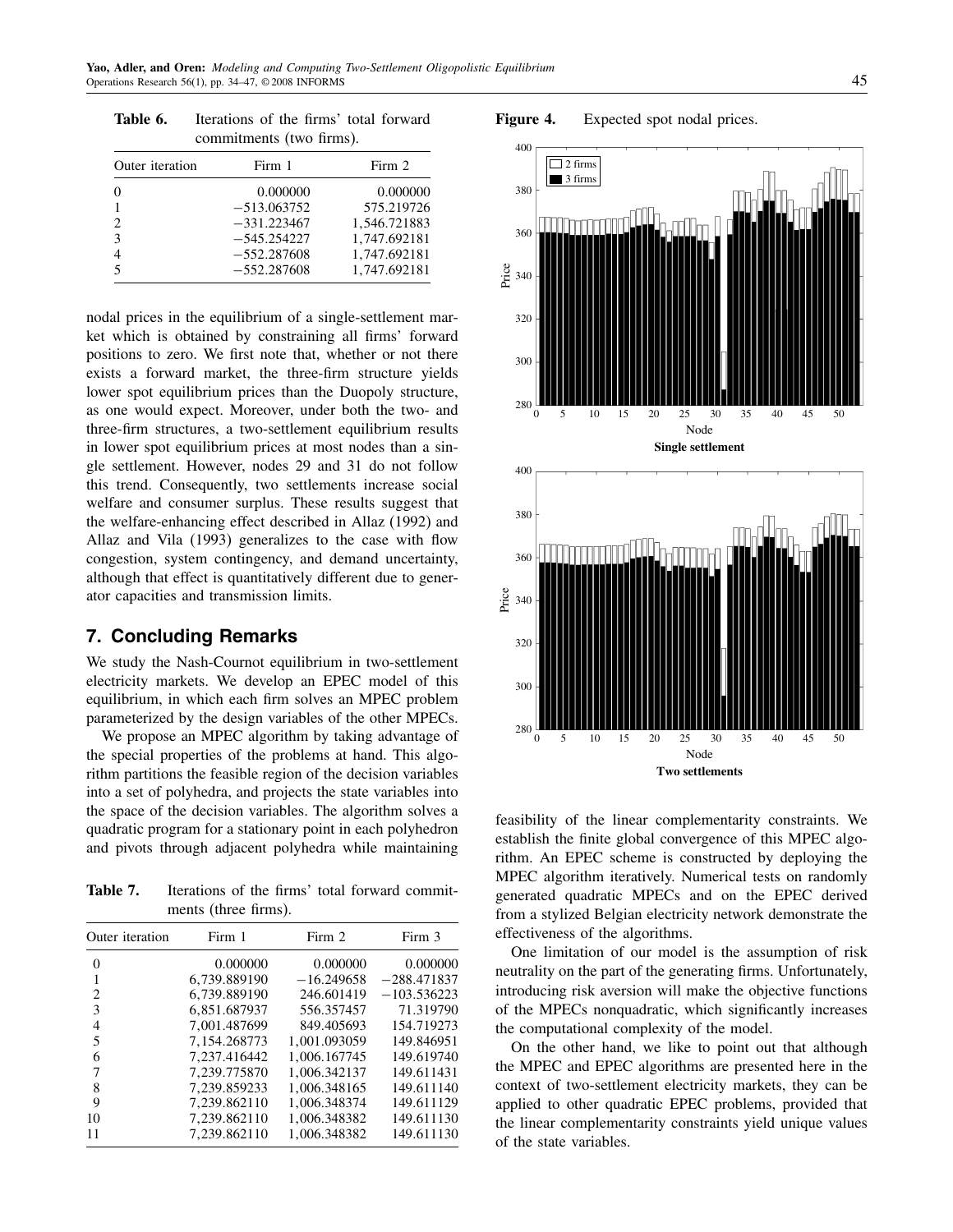**Table 6.** Iterations of the firms' total forward commitments (two firms).

| Outer iteration | Firm 1 | Firm 2 |
|---|---|---|
| 0 | 0.000000 | 0.000000 |
| 1 | −513.063752 | 575.219726 |
| 2 | −331.223467 | 1,546.721883 |
| 3 | −545.254227 | 1,747.692181 |
| 4 | −552.287608 | 1,747.692181 |
| 5 | −552.287608 | 1,747.692181 |

nodal prices in the equilibrium of a single-settlement market which is obtained by constraining all firms' forward positions to zero. We first note that, whether or not there exists a forward market, the three-firm structure yields lower spot equilibrium prices than the Duopoly structure, as one would expect. Moreover, under both the two- and three-firm structures, a two-settlement equilibrium results in lower spot equilibrium prices at most nodes than a single settlement. However, nodes 29 and 31 do not follow this trend. Consequently, two settlements increase social welfare and consumer surplus. These results suggest that the welfare-enhancing effect described in Allaz (1992) and Allaz and Vila (1993) generalizes to the case with flow congestion, system contingency, and demand uncertainty, although that effect is quantitatively different due to generator capacities and transmission limits.

## 7. Concluding Remarks

We study the Nash-Cournot equilibrium in two-settlement electricity markets. We develop an EPEC model of this equilibrium, in which each firm solves an MPEC problem parameterized by the design variables of the other MPECs.

We propose an MPEC algorithm by taking advantage of the special properties of the problems at hand. This algorithm partitions the feasible region of the decision variables into a set of polyhedra, and projects the state variables into the space of the decision variables. The algorithm solves a quadratic program for a stationary point in each polyhedron and pivots through adjacent polyhedra while maintaining feasibility of the linear complementarity constraints. We establish the finite global convergence of this MPEC algorithm. An EPEC scheme is constructed by deploying the MPEC algorithm iteratively. Numerical tests on randomly generated quadratic MPECs and on the EPEC derived from a stylized Belgian electricity network demonstrate the effectiveness of the algorithms.

**Table 7.** Iterations of the firms' total forward commitments (three firms).

| Outer iteration | Firm 1 | Firm 2 | Firm 3 |
|---|---|---|---|
| 0 | 0.000000 | 0.000000 | 0.000000 |
| 1 | 6,739.889190 | −16.249658 | −288.471837 |
| 2 | 6,739.889190 | 246.601419 | −103.536223 |
| 3 | 6,851.687937 | 556.357457 | 71.319790 |
| 4 | 7,001.487699 | 849.405693 | 154.719273 |
| 5 | 7,154.268773 | 1,001.093059 | 149.846951 |
| 6 | 7,237.416442 | 1,006.167745 | 149.619740 |
| 7 | 7,239.775870 | 1,006.342137 | 149.611431 |
| 8 | 7,239.859233 | 1,006.348165 | 149.611140 |
| 9 | 7,239.862110 | 1,006.348374 | 149.611129 |
| 10 | 7,239.862110 | 1,006.348382 | 149.611130 |
| 11 | 7,239.862110 | 1,006.348382 | 149.611130 |

**Figure 4.** Expected spot nodal prices.

Single settlement

Two settlements

One limitation of our model is the assumption of risk neutrality on the part of the generating firms. Unfortunately, introducing risk aversion will make the objective functions of the MPECs nonquadratic, which significantly increases the computational complexity of the model.

On the other hand, we like to point out that although the MPEC and EPEC algorithms are presented here in the context of two-settlement electricity markets, they can be applied to other quadratic EPEC problems, provided that the linear complementarity constraints yield unique values of the state variables.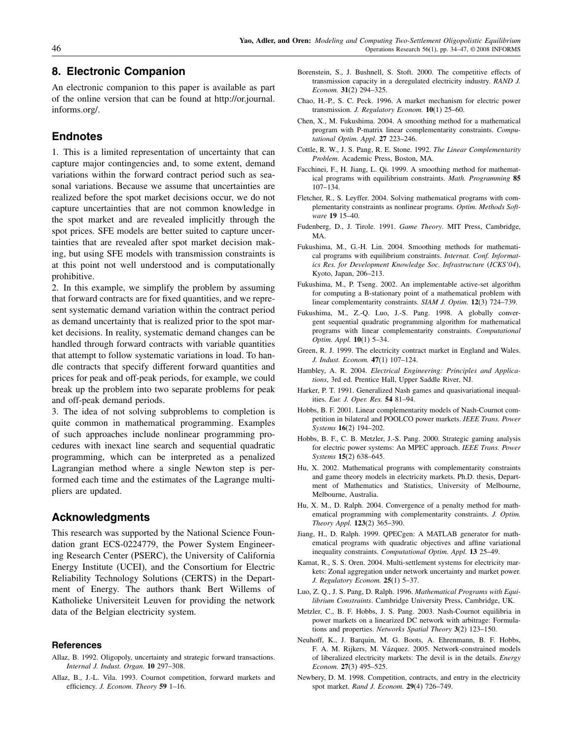## 8. Electronic Companion

An electronic companion to this paper is available as part of the online version that can be found at http://or.journal.informs.org/.

## Endnotes

1. This is a limited representation of uncertainty that can capture major contingencies and, to some extent, demand variations within the forward contract period such as seasonal variations. Because we assume that uncertainties are realized before the spot market decisions occur, we do not capture uncertainties that are not common knowledge in the spot market and are revealed implicitly through the spot prices. SFE models are better suited to capture uncertainties that are revealed after spot market decision making, but using SFE models with transmission constraints is at this point not well understood and is computationally prohibitive.

2. In this example, we simplify the problem by assuming that forward contracts are for fixed quantities, and we represent systematic demand variation within the contract period as demand uncertainty that is realized prior to the spot market decisions. In reality, systematic demand changes can be handled through forward contracts with variable quantities that attempt to follow systematic variations in load. To handle contracts that specify different forward quantities and prices for peak and off-peak periods, for example, we could break up the problem into two separate problems for peak and off-peak demand periods.

3. The idea of not solving subproblems to completion is quite common in mathematical programming. Examples of such approaches include nonlinear programming procedures with inexact line search and sequential quadratic programming, which can be interpreted as a penalized Lagrangian method where a single Newton step is performed each time and the estimates of the Lagrange multipliers are updated.

## Acknowledgments

This research was supported by the National Science Foundation grant ECS-0224779, the Power System Engineering Research Center (PSERC), the University of California Energy Institute (UCEI), and the Consortium for Electric Reliability Technology Solutions (CERTS) in the Department of Energy. The authors thank Bert Willems of Katholieke Universiteit Leuven for providing the network data of the Belgian electricity system.

### References

Allaz, B. 1992. Oligopoly, uncertainty and strategic forward transactions. *Internal J. Indust. Organ.* **10** 297–308.

Allaz, B., J.-L. Vila. 1993. Cournot competition, forward markets and efficiency. *J. Econom. Theory* **59** 1–16.

Borenstein, S., J. Bushnell, S. Stoft. 2000. The competitive effects of transmission capacity in a deregulated electricity industry. *RAND J. Econom.* **31**(2) 294–325.

Chao, H.-P., S. C. Peck. 1996. A market mechanism for electric power transmission. *J. Regulatory Econom.* **10**(1) 25–60.

Chen, X., M. Fukushima. 2004. A smoothing method for a mathematical program with P-matrix linear complementarity constraints. *Computational Optim. Appl.* **27** 223–246.

Cottle, R. W., J. S. Pang, R. E. Stone. 1992. *The Linear Complementarity Problem*. Academic Press, Boston, MA.

Facchinei, F., H. Jiang, L. Qi. 1999. A smoothing method for mathematical programs with equilibrium constraints. *Math. Programming* **85** 107–134.

Fletcher, R., S. Leyffer. 2004. Solving mathematical programs with complementarity constraints as nonlinear programs. *Optim. Methods Software* **19** 15–40.

Fudenberg, D., J. Tirole. 1991. *Game Theory*. MIT Press, Cambridge, MA.

Fukushima, M., G.-H. Lin. 2004. Smoothing methods for mathematical programs with equilibrium constraints. *Internat. Conf. Informatics Res. for Development Knowledge Soc. Infrastructure* (*ICKS'04*), Kyoto, Japan, 206–213.

Fukushima, M., P. Tseng. 2002. An implementable active-set algorithm for computing a B-stationary point of a mathematical problem with linear complementarity constraints. *SIAM J. Optim.* **12**(3) 724–739.

Fukushima, M., Z.-Q. Luo, J.-S. Pang. 1998. A globally convergent sequential quadratic programming algorithm for mathematical programs with linear complementarity constraints. *Computational Optim. Appl.* **10**(1) 5–34.

Green, R. J. 1999. The electricity contract market in England and Wales. *J. Indust. Econom.* **47**(1) 107–124.

Hambley, A. R. 2004. *Electrical Engineering: Principles and Applications*, 3rd ed. Prentice Hall, Upper Saddle River, NJ.

Harker, P. T. 1991. Generalized Nash games and quasivariational inequalities. *Eur. J. Oper. Res.* **54** 81–94.

Hobbs, B. F. 2001. Linear complementarity models of Nash-Cournot competition in bilateral and POOLCO power markets. *IEEE Trans. Power Systems* **16**(2) 194–202.

Hobbs, B. F., C. B. Metzler, J.-S. Pang. 2000. Strategic gaming analysis for electric power systems: An MPEC approach. *IEEE Trans. Power Systems* **15**(2) 638–645.

Hu, X. 2002. Mathematical programs with complementarity constraints and game theory models in electricity markets. Ph.D. thesis, Department of Mathematics and Statistics, University of Melbourne, Melbourne, Australia.

Hu, X. M., D. Ralph. 2004. Convergence of a penalty method for mathematical programming with complementarity constraints. *J. Optim. Theory Appl.* **123**(2) 365–390.

Jiang, H., D. Ralph. 1999. QPECgen: A MATLAB generator for mathematical programs with quadratic objectives and affine variational inequality constraints. *Computational Optim. Appl.* **13** 25–49.

Kamat, R., S. S. Oren. 2004. Multi-settlement systems for electricity markets: Zonal aggregation under network uncertainty and market power. *J. Regulatory Econom.* **25**(1) 5–37.

Luo, Z. Q., J. S. Pang, D. Ralph. 1996. *Mathematical Programs with Equilibrium Constraints*. Cambridge University Press, Cambridge, UK.

Metzler, C., B. F. Hobbs, J. S. Pang. 2003. Nash-Cournot equilibria in power markets on a linearized DC network with arbitrage: Formulations and properties. *Networks Spatial Theory* **3**(2) 123–150.

Neuhoff, K., J. Barquin, M. G. Boots, A. Ehrenmann, B. F. Hobbs, F. A. M. Rijkers, M. Vázquez. 2005. Network-constrained models of liberalized electricity markets: The devil is in the details. *Energy Econom.* **27**(3) 495–525.

Newbery, D. M. 1998. Competition, contracts, and entry in the electricity spot market. *Rand J. Econom.* **29**(4) 726–749.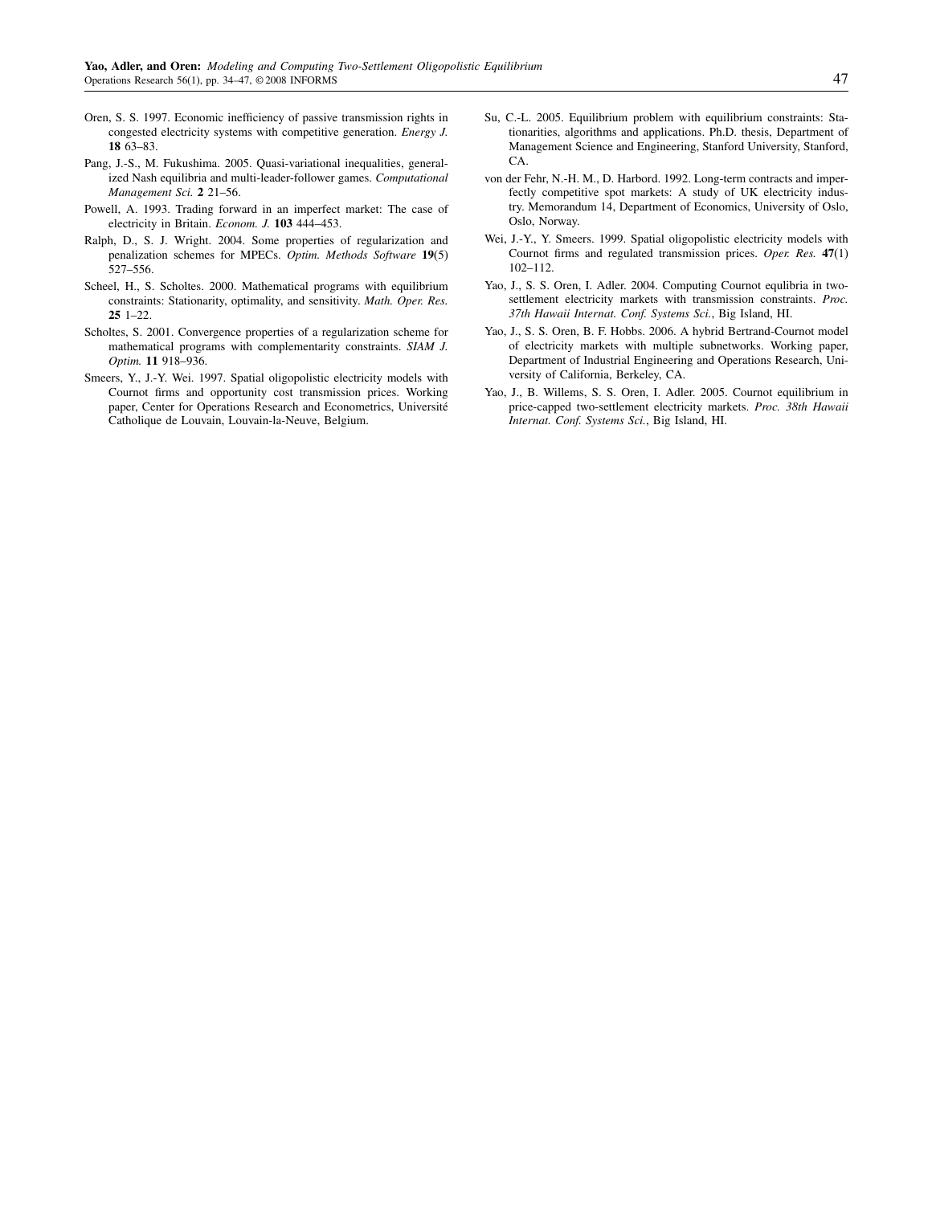Oren, S. S. 1997. Economic inefficiency of passive transmission rights in congested electricity systems with competitive generation. *Energy J.* **18** 63–83.

Pang, J.-S., M. Fukushima. 2005. Quasi-variational inequalities, generalized Nash equilibria and multi-leader-follower games. *Computational Management Sci.* **2** 21–56.

Powell, A. 1993. Trading forward in an imperfect market: The case of electricity in Britain. *Econom. J.* **103** 444–453.

Ralph, D., S. J. Wright. 2004. Some properties of regularization and penalization schemes for MPECs. *Optim. Methods Software* **19**(5) 527–556.

Scheel, H., S. Scholtes. 2000. Mathematical programs with equilibrium constraints: Stationarity, optimality, and sensitivity. *Math. Oper. Res.* **25** 1–22.

Scholtes, S. 2001. Convergence properties of a regularization scheme for mathematical programs with complementarity constraints. *SIAM J. Optim.* **11** 918–936.

Smeers, Y., J.-Y. Wei. 1997. Spatial oligopolistic electricity models with Cournot firms and opportunity cost transmission prices. Working paper, Center for Operations Research and Econometrics, Université Catholique de Louvain, Louvain-la-Neuve, Belgium.

Su, C.-L. 2005. Equilibrium problem with equilibrium constraints: Stationarities, algorithms and applications. Ph.D. thesis, Department of Management Science and Engineering, Stanford University, Stanford, CA.

von der Fehr, N.-H. M., D. Harbord. 1992. Long-term contracts and imperfectly competitive spot markets: A study of UK electricity industry. Memorandum 14, Department of Economics, University of Oslo, Oslo, Norway.

Wei, J.-Y., Y. Smeers. 1999. Spatial oligopolistic electricity models with Cournot firms and regulated transmission prices. *Oper. Res.* **47**(1) 102–112.

Yao, J., S. S. Oren, I. Adler. 2004. Computing Cournot equlibria in two-settlement electricity markets with transmission constraints. *Proc. 37th Hawaii Internat. Conf. Systems Sci.*, Big Island, HI.

Yao, J., S. S. Oren, B. F. Hobbs. 2006. A hybrid Bertrand-Cournot model of electricity markets with multiple subnetworks. Working paper, Department of Industrial Engineering and Operations Research, University of California, Berkeley, CA.

Yao, J., B. Willems, S. S. Oren, I. Adler. 2005. Cournot equilibrium in price-capped two-settlement electricity markets. *Proc. 38th Hawaii Internat. Conf. Systems Sci.*, Big Island, HI.